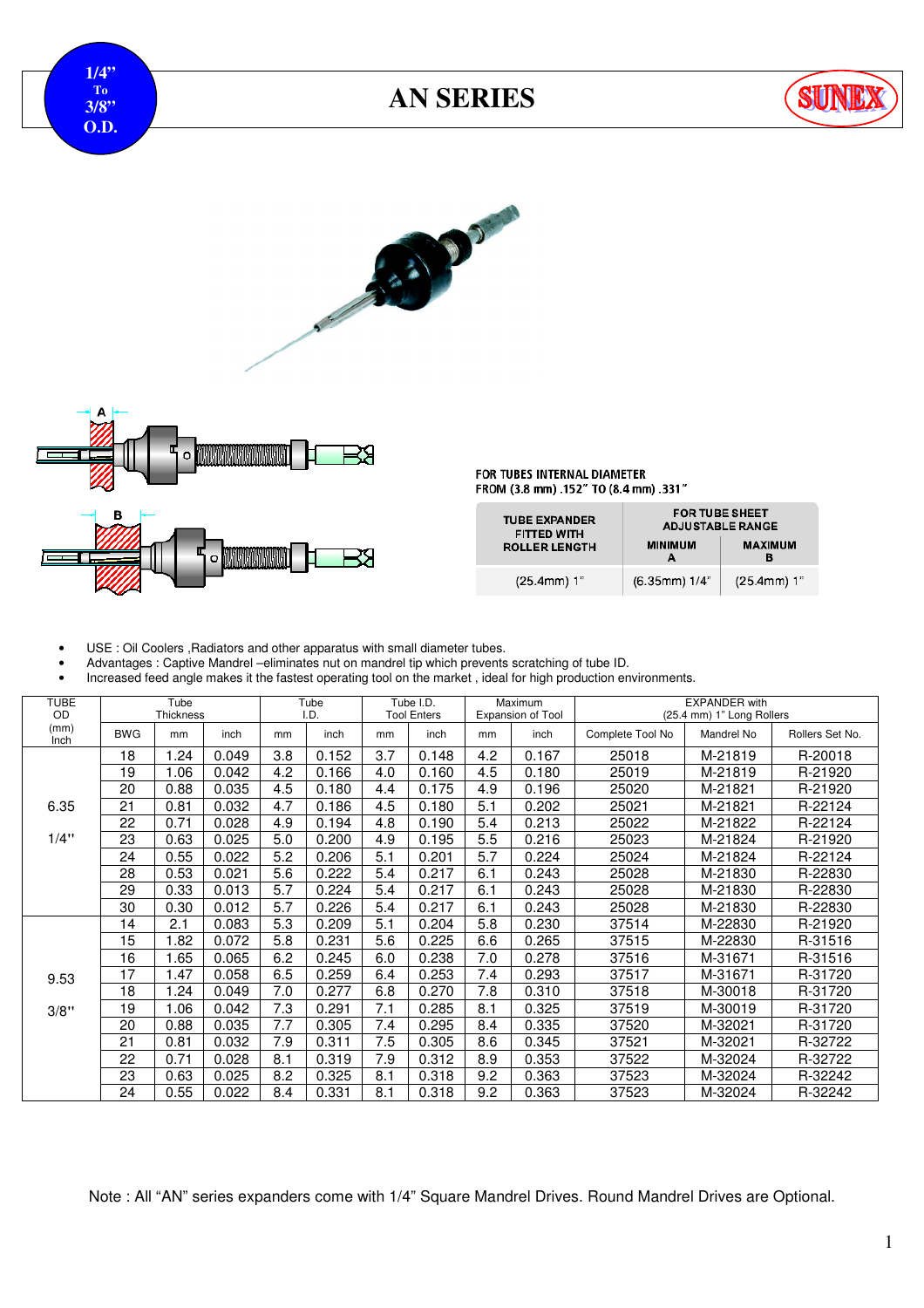1/4" To 3/8" O.D.

# AN SERIES

SUNEX

A

B

FOR TUBES INTERNAL DIAMETER
FROM (3.8 mm) .152" TO (8.4 mm) .331"

| TUBE EXPANDER FITTED WITH ROLLER LENGTH | FOR TUBE SHEET ADJUSTABLE RANGE | |
|---|---|---|
| | MINIMUM A | MAXIMUM B |
| (25.4mm) 1" | (6.35mm) 1/4" | (25.4mm) 1" |

- USE : Oil Coolers ,Radiators and other apparatus with small diameter tubes.
- Advantages : Captive Mandrel –eliminates nut on mandrel tip which prevents scratching of tube ID.
- Increased feed angle makes it the fastest operating tool on the market , ideal for high production environments.

| TUBE OD (mm) Inch | Tube Thickness | | | Tube I.D. | | Tube I.D. Tool Enters | | Maximum Expansion of Tool | | EXPANDER with (25.4 mm) 1" Long Rollers | | |
|---|---|---|---|---|---|---|---|---|---|---|---|---|
| | BWG | mm | inch | mm | inch | mm | inch | mm | inch | Complete Tool No | Mandrel No | Rollers Set No. |
| 6.35 1/4" | 18 | 1.24 | 0.049 | 3.8 | 0.152 | 3.7 | 0.148 | 4.2 | 0.167 | 25018 | M-21819 | R-20018 |
| | 19 | 1.06 | 0.042 | 4.2 | 0.166 | 4.0 | 0.160 | 4.5 | 0.180 | 25019 | M-21819 | R-21920 |
| | 20 | 0.88 | 0.035 | 4.5 | 0.180 | 4.4 | 0.175 | 4.9 | 0.196 | 25020 | M-21821 | R-21920 |
| | 21 | 0.81 | 0.032 | 4.7 | 0.186 | 4.5 | 0.180 | 5.1 | 0.202 | 25021 | M-21821 | R-22124 |
| | 22 | 0.71 | 0.028 | 4.9 | 0.194 | 4.8 | 0.190 | 5.4 | 0.213 | 25022 | M-21822 | R-22124 |
| | 23 | 0.63 | 0.025 | 5.0 | 0.200 | 4.9 | 0.195 | 5.5 | 0.216 | 25023 | M-21824 | R-21920 |
| | 24 | 0.55 | 0.022 | 5.2 | 0.206 | 5.1 | 0.201 | 5.7 | 0.224 | 25024 | M-21824 | R-22124 |
| | 28 | 0.53 | 0.021 | 5.6 | 0.222 | 5.4 | 0.217 | 6.1 | 0.243 | 25028 | M-21830 | R-22830 |
| | 29 | 0.33 | 0.013 | 5.7 | 0.224 | 5.4 | 0.217 | 6.1 | 0.243 | 25028 | M-21830 | R-22830 |
| | 30 | 0.30 | 0.012 | 5.7 | 0.226 | 5.4 | 0.217 | 6.1 | 0.243 | 25028 | M-21830 | R-22830 |
| 9.53 3/8" | 14 | 2.1 | 0.083 | 5.3 | 0.209 | 5.1 | 0.204 | 5.8 | 0.230 | 37514 | M-22830 | R-21920 |
| | 15 | 1.82 | 0.072 | 5.8 | 0.231 | 5.6 | 0.225 | 6.6 | 0.265 | 37515 | M-22830 | R-31516 |
| | 16 | 1.65 | 0.065 | 6.2 | 0.245 | 6.0 | 0.238 | 7.0 | 0.278 | 37516 | M-31671 | R-31516 |
| | 17 | 1.47 | 0.058 | 6.5 | 0.259 | 6.4 | 0.253 | 7.4 | 0.293 | 37517 | M-31671 | R-31720 |
| | 18 | 1.24 | 0.049 | 7.0 | 0.277 | 6.8 | 0.270 | 7.8 | 0.310 | 37518 | M-30018 | R-31720 |
| | 19 | 1.06 | 0.042 | 7.3 | 0.291 | 7.1 | 0.285 | 8.1 | 0.325 | 37519 | M-30019 | R-31720 |
| | 20 | 0.88 | 0.035 | 7.7 | 0.305 | 7.4 | 0.295 | 8.4 | 0.335 | 37520 | M-32021 | R-31720 |
| | 21 | 0.81 | 0.032 | 7.9 | 0.311 | 7.5 | 0.305 | 8.6 | 0.345 | 37521 | M-32021 | R-32722 |
| | 22 | 0.71 | 0.028 | 8.1 | 0.319 | 7.9 | 0.312 | 8.9 | 0.353 | 37522 | M-32024 | R-32722 |
| | 23 | 0.63 | 0.025 | 8.2 | 0.325 | 8.1 | 0.318 | 9.2 | 0.363 | 37523 | M-32024 | R-32242 |
| | 24 | 0.55 | 0.022 | 8.4 | 0.331 | 8.1 | 0.318 | 9.2 | 0.363 | 37523 | M-32024 | R-32242 |

Note : All "AN" series expanders come with 1/4" Square Mandrel Drives. Round Mandrel Drives are Optional.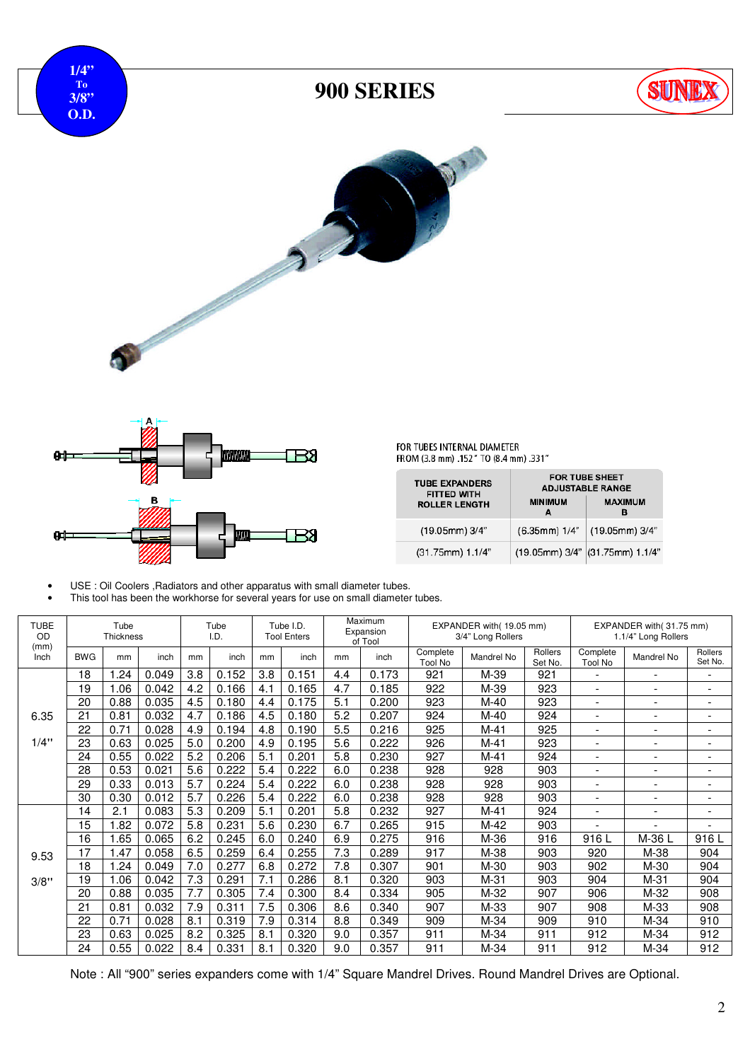1/4" To 3/8" O.D.

# 900 SERIES

SUNEX

A

B

FOR TUBES INTERNAL DIAMETER
FROM (3.8 mm) .152" TO (8.4 mm) .331"

| TUBE EXPANDERS FITTED WITH ROLLER LENGTH | FOR TUBE SHEET ADJUSTABLE RANGE | |
|---|---|---|
| | MINIMUM A | MAXIMUM B |
| (19.05mm) 3/4" | (6.35mm) 1/4" | (19.05mm) 3/4" |
| (31.75mm) 1.1/4" | (19.05mm) 3/4" | (31.75mm) 1.1/4" |

- USE : Oil Coolers ,Radiators and other apparatus with small diameter tubes.
- This tool has been the workhorse for several years for use on small diameter tubes.

| TUBE OD (mm) Inch | Tube Thickness | | | Tube I.D. | | Tube I.D. Tool Enters | | Maximum Expansion of Tool | | EXPANDER with( 19.05 mm) 3/4" Long Rollers | | | EXPANDER with( 31.75 mm) 1.1/4" Long Rollers | | |
|---|---|---|---|---|---|---|---|---|---|---|---|---|---|---|---|
| | BWG | mm | inch | mm | inch | mm | inch | mm | inch | Complete Tool No | Mandrel No | Rollers Set No. | Complete Tool No | Mandrel No | Rollers Set No. |
| 6.35 1/4" | 18 | 1.24 | 0.049 | 3.8 | 0.152 | 3.8 | 0.151 | 4.4 | 0.173 | 921 | M-39 | 921 | - | - | - |
| | 19 | 1.06 | 0.042 | 4.2 | 0.166 | 4.1 | 0.165 | 4.7 | 0.185 | 922 | M-39 | 923 | - | - | - |
| | 20 | 0.88 | 0.035 | 4.5 | 0.180 | 4.4 | 0.175 | 5.1 | 0.200 | 923 | M-40 | 923 | - | - | - |
| | 21 | 0.81 | 0.032 | 4.7 | 0.186 | 4.5 | 0.180 | 5.2 | 0.207 | 924 | M-40 | 924 | - | - | - |
| | 22 | 0.71 | 0.028 | 4.9 | 0.194 | 4.8 | 0.190 | 5.5 | 0.216 | 925 | M-41 | 925 | - | - | - |
| | 23 | 0.63 | 0.025 | 5.0 | 0.200 | 4.9 | 0.195 | 5.6 | 0.222 | 926 | M-41 | 923 | - | - | - |
| | 24 | 0.55 | 0.022 | 5.2 | 0.206 | 5.1 | 0.201 | 5.8 | 0.230 | 927 | M-41 | 924 | - | - | - |
| | 28 | 0.53 | 0.021 | 5.6 | 0.222 | 5.4 | 0.222 | 6.0 | 0.238 | 928 | 928 | 903 | - | - | - |
| | 29 | 0.33 | 0.013 | 5.7 | 0.224 | 5.4 | 0.222 | 6.0 | 0.238 | 928 | 928 | 903 | - | - | - |
| | 30 | 0.30 | 0.012 | 5.7 | 0.226 | 5.4 | 0.222 | 6.0 | 0.238 | 928 | 928 | 903 | - | - | - |
| 9.53 3/8" | 14 | 2.1 | 0.083 | 5.3 | 0.209 | 5.1 | 0.201 | 5.8 | 0.232 | 927 | M-41 | 924 | - | - | - |
| | 15 | 1.82 | 0.072 | 5.8 | 0.231 | 5.6 | 0.230 | 6.7 | 0.265 | 915 | M-42 | 903 | - | - | - |
| | 16 | 1.65 | 0.065 | 6.2 | 0.245 | 6.0 | 0.240 | 6.9 | 0.275 | 916 | M-36 | 916 | 916 L | M-36 L | 916 L |
| | 17 | 1.47 | 0.058 | 6.5 | 0.259 | 6.4 | 0.255 | 7.3 | 0.289 | 917 | M-38 | 903 | 920 | M-38 | 904 |
| | 18 | 1.24 | 0.049 | 7.0 | 0.277 | 6.8 | 0.272 | 7.8 | 0.307 | 901 | M-30 | 903 | 902 | M-30 | 904 |
| | 19 | 1.06 | 0.042 | 7.3 | 0.291 | 7.1 | 0.286 | 8.1 | 0.320 | 903 | M-31 | 903 | 904 | M-31 | 904 |
| | 20 | 0.88 | 0.035 | 7.7 | 0.305 | 7.4 | 0.300 | 8.4 | 0.334 | 905 | M-32 | 907 | 906 | M-32 | 908 |
| | 21 | 0.81 | 0.032 | 7.9 | 0.311 | 7.5 | 0.306 | 8.6 | 0.340 | 907 | M-33 | 907 | 908 | M-33 | 908 |
| | 22 | 0.71 | 0.028 | 8.1 | 0.319 | 7.9 | 0.314 | 8.8 | 0.349 | 909 | M-34 | 909 | 910 | M-34 | 910 |
| | 23 | 0.63 | 0.025 | 8.2 | 0.325 | 8.1 | 0.320 | 9.0 | 0.357 | 911 | M-34 | 911 | 912 | M-34 | 912 |
| | 24 | 0.55 | 0.022 | 8.4 | 0.331 | 8.1 | 0.320 | 9.0 | 0.357 | 911 | M-34 | 911 | 912 | M-34 | 912 |

Note : All "900" series expanders come with 1/4" Square Mandrel Drives. Round Mandrel Drives are Optional.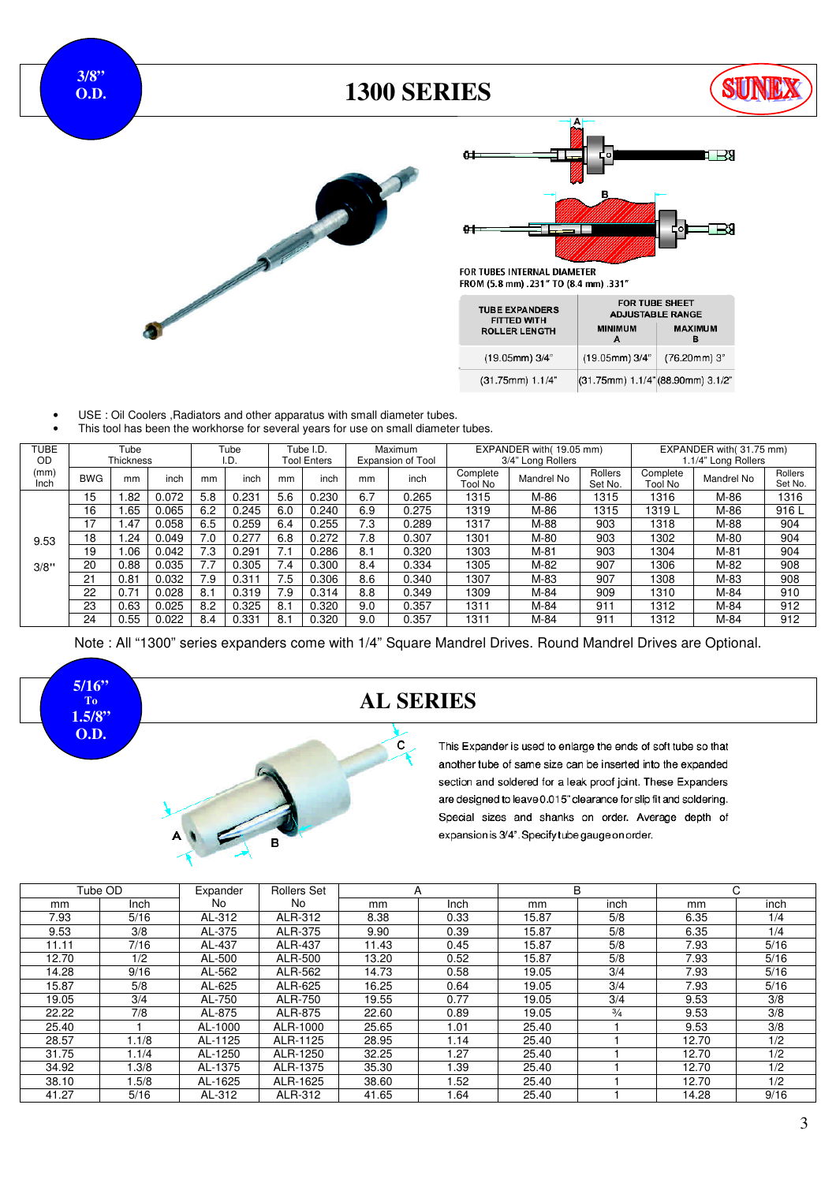3/8" O.D.

# 1300 SERIES

SUNEX

FOR TUBES INTERNAL DIAMETER
FROM (5.8 mm) .231" TO (8.4 mm) .331"

| TUBE EXPANDERS FITTED WITH ROLLER LENGTH | FOR TUBE SHEET ADJUSTABLE RANGE MINIMUM A | MAXIMUM B |
|---|---|---|
| (19.05mm) 3/4" | (19.05mm) 3/4" | (76.20mm) 3" |
| (31.75mm) 1.1/4" | (31.75mm) 1.1/4" | (88.90mm) 3.1/2" |

- USE : Oil Coolers ,Radiators and other apparatus with small diameter tubes.
- This tool has been the workhorse for several years for use on small diameter tubes.

| TUBE OD | Tube Thickness | | | Tube I.D. | | Tube I.D. Tool Enters | | Maximum Expansion of Tool | | EXPANDER with( 19.05 mm) 3/4" Long Rollers | | | EXPANDER with( 31.75 mm) 1.1/4" Long Rollers | | |
|---|---|---|---|---|---|---|---|---|---|---|---|---|---|---|---|
| (mm) Inch | BWG | mm | inch | mm | inch | mm | inch | mm | inch | Complete Tool No | Mandrel No | Rollers Set No. | Complete Tool No | Mandrel No | Rollers Set No. |
| 9.53 3/8" | 15 | 1.82 | 0.072 | 5.8 | 0.231 | 5.6 | 0.230 | 6.7 | 0.265 | 1315 | M-86 | 1315 | 1316 | M-86 | 1316 |
| | 16 | 1.65 | 0.065 | 6.2 | 0.245 | 6.0 | 0.240 | 6.9 | 0.275 | 1319 | M-86 | 1315 | 1319 L | M-86 | 916 L |
| | 17 | 1.47 | 0.058 | 6.5 | 0.259 | 6.4 | 0.255 | 7.3 | 0.289 | 1317 | M-88 | 903 | 1318 | M-88 | 904 |
| | 18 | 1.24 | 0.049 | 7.0 | 0.277 | 6.8 | 0.272 | 7.8 | 0.307 | 1301 | M-80 | 903 | 1302 | M-80 | 904 |
| | 19 | 1.06 | 0.042 | 7.3 | 0.291 | 7.1 | 0.286 | 8.1 | 0.320 | 1303 | M-81 | 903 | 1304 | M-81 | 904 |
| | 20 | 0.88 | 0.035 | 7.7 | 0.305 | 7.4 | 0.300 | 8.4 | 0.334 | 1305 | M-82 | 907 | 1306 | M-82 | 908 |
| | 21 | 0.81 | 0.032 | 7.9 | 0.311 | 7.5 | 0.306 | 8.6 | 0.340 | 1307 | M-83 | 907 | 1308 | M-83 | 908 |
| | 22 | 0.71 | 0.028 | 8.1 | 0.319 | 7.9 | 0.314 | 8.8 | 0.349 | 1309 | M-84 | 909 | 1310 | M-84 | 910 |
| | 23 | 0.63 | 0.025 | 8.2 | 0.325 | 8.1 | 0.320 | 9.0 | 0.357 | 1311 | M-84 | 911 | 1312 | M-84 | 912 |
| | 24 | 0.55 | 0.022 | 8.4 | 0.331 | 8.1 | 0.320 | 9.0 | 0.357 | 1311 | M-84 | 911 | 1312 | M-84 | 912 |

Note : All "1300" series expanders come with 1/4" Square Mandrel Drives. Round Mandrel Drives are Optional.

5/16" To 1.5/8" O.D.

# AL SERIES

This Expander is used to enlarge the ends of soft tube so that another tube of same size can be inserted into the expanded section and soldered for a leak proof joint. These Expanders are designed to leave 0.015" clearance for slip fit and soldering. Special sizes and shanks on order. Average depth of expansion is 3/4". Specify tube gauge on order.

| Tube OD | | Expander No | Rollers Set No | A | | B | | C | |
|---|---|---|---|---|---|---|---|---|---|
| mm | Inch | | | mm | Inch | mm | inch | mm | inch |
| 7.93 | 5/16 | AL-312 | ALR-312 | 8.38 | 0.33 | 15.87 | 5/8 | 6.35 | 1/4 |
| 9.53 | 3/8 | AL-375 | ALR-375 | 9.90 | 0.39 | 15.87 | 5/8 | 6.35 | 1/4 |
| 11.11 | 7/16 | AL-437 | ALR-437 | 11.43 | 0.45 | 15.87 | 5/8 | 7.93 | 5/16 |
| 12.70 | 1/2 | AL-500 | ALR-500 | 13.20 | 0.52 | 15.87 | 5/8 | 7.93 | 5/16 |
| 14.28 | 9/16 | AL-562 | ALR-562 | 14.73 | 0.58 | 19.05 | 3/4 | 7.93 | 5/16 |
| 15.87 | 5/8 | AL-625 | ALR-625 | 16.25 | 0.64 | 19.05 | 3/4 | 7.93 | 5/16 |
| 19.05 | 3/4 | AL-750 | ALR-750 | 19.55 | 0.77 | 19.05 | 3/4 | 9.53 | 3/8 |
| 22.22 | 7/8 | AL-875 | ALR-875 | 22.60 | 0.89 | 19.05 | ¾ | 9.53 | 3/8 |
| 25.40 | 1 | AL-1000 | ALR-1000 | 25.65 | 1.01 | 25.40 | 1 | 9.53 | 3/8 |
| 28.57 | 1.1/8 | AL-1125 | ALR-1125 | 28.95 | 1.14 | 25.40 | 1 | 12.70 | 1/2 |
| 31.75 | 1.1/4 | AL-1250 | ALR-1250 | 32.25 | 1.27 | 25.40 | 1 | 12.70 | 1/2 |
| 34.92 | 1.3/8 | AL-1375 | ALR-1375 | 35.30 | 1.39 | 25.40 | 1 | 12.70 | 1/2 |
| 38.10 | 1.5/8 | AL-1625 | ALR-1625 | 38.60 | 1.52 | 25.40 | 1 | 12.70 | 1/2 |
| 41.27 | 5/16 | AL-312 | ALR-312 | 41.65 | 1.64 | 25.40 | 1 | 14.28 | 9/16 |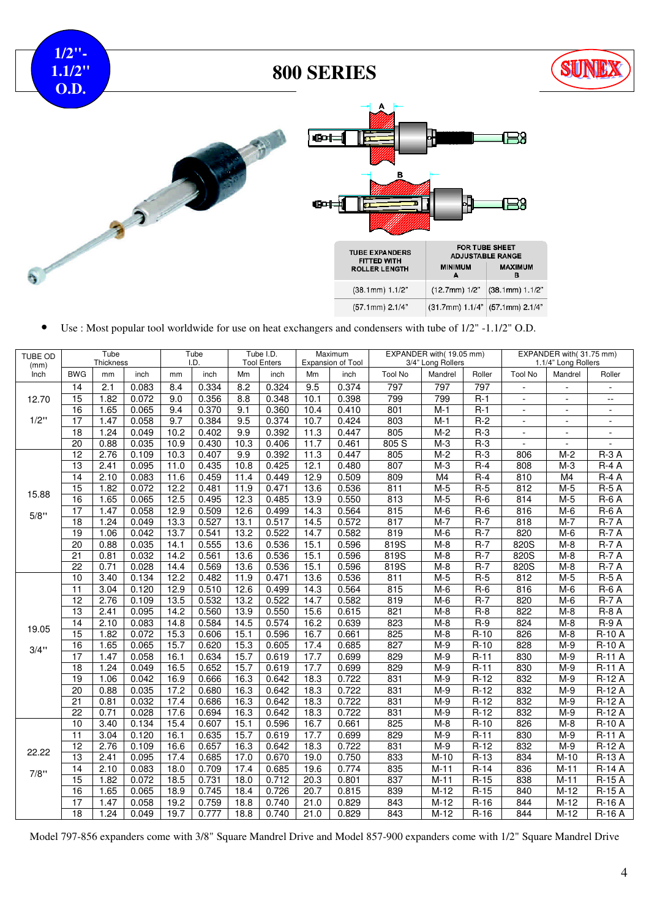1/2"- 1.1/2" O.D.

# 800 SERIES

SUNEX

| TUBE EXPANDERS FITTED WITH ROLLER LENGTH | FOR TUBE SHEET ADJUSTABLE RANGE | |
|---|---|---|
| | MINIMUM A | MAXIMUM B |
| (38.1mm) 1.1/2" | (12.7mm) 1/2" | (38.1mm) 1.1/2" |
| (57.1mm) 2.1/4" | (31.7mm) 1.1/4" | (57.1mm) 2.1/4" |

- Use : Most popular tool worldwide for use on heat exchangers and condensers with tube of 1/2" -1.1/2" O.D.

| TUBE OD (mm) | Tube Thickness | | | Tube I.D. | | Tube I.D. Tool Enters | | Maximum Expansion of Tool | | EXPANDER with( 19.05 mm) 3/4" Long Rollers | | | EXPANDER with( 31.75 mm) 1.1/4" Long Rollers | | |
|---|---|---|---|---|---|---|---|---|---|---|---|---|---|---|---|
| Inch | BWG | mm | inch | mm | inch | Mm | inch | Mm | inch | Tool No | Mandrel | Roller | Tool No | Mandrel | Roller |
| 12.70 1/2" | 14 | 2.1 | 0.083 | 8.4 | 0.334 | 8.2 | 0.324 | 9.5 | 0.374 | 797 | 797 | 797 | - | - | - |
| | 15 | 1.82 | 0.072 | 9.0 | 0.356 | 8.8 | 0.348 | 10.1 | 0.398 | 799 | 799 | R-1 | - | - | -- |
| | 16 | 1.65 | 0.065 | 9.4 | 0.370 | 9.1 | 0.360 | 10.4 | 0.410 | 801 | M-1 | R-1 | - | - | - |
| | 17 | 1.47 | 0.058 | 9.7 | 0.384 | 9.5 | 0.374 | 10.7 | 0.424 | 803 | M-1 | R-2 | - | - | - |
| | 18 | 1.24 | 0.049 | 10.2 | 0.402 | 9.9 | 0.392 | 11.3 | 0.447 | 805 | M-2 | R-3 | - | - | - |
| | 20 | 0.88 | 0.035 | 10.9 | 0.430 | 10.3 | 0.406 | 11.7 | 0.461 | 805 S | M-3 | R-3 | - | - | - |
| 15.88 5/8" | 12 | 2.76 | 0.109 | 10.3 | 0.407 | 9.9 | 0.392 | 11.3 | 0.447 | 805 | M-2 | R-3 | 806 | M-2 | R-3 A |
| | 13 | 2.41 | 0.095 | 11.0 | 0.435 | 10.8 | 0.425 | 12.1 | 0.480 | 807 | M-3 | R-4 | 808 | M-3 | R-4 A |
| | 14 | 2.10 | 0.083 | 11.6 | 0.459 | 11.4 | 0.449 | 12.9 | 0.509 | 809 | M4 | R-4 | 810 | M4 | R-4 A |
| | 15 | 1.82 | 0.072 | 12.2 | 0.481 | 11.9 | 0.471 | 13.6 | 0.536 | 811 | M-5 | R-5 | 812 | M-5 | R-5 A |
| | 16 | 1.65 | 0.065 | 12.5 | 0.495 | 12.3 | 0.485 | 13.9 | 0.550 | 813 | M-5 | R-6 | 814 | M-5 | R-6 A |
| | 17 | 1.47 | 0.058 | 12.9 | 0.509 | 12.6 | 0.499 | 14.3 | 0.564 | 815 | M-6 | R-6 | 816 | M-6 | R-6 A |
| | 18 | 1.24 | 0.049 | 13.3 | 0.527 | 13.1 | 0.517 | 14.5 | 0.572 | 817 | M-7 | R-7 | 818 | M-7 | R-7 A |
| | 19 | 1.06 | 0.042 | 13.7 | 0.541 | 13.2 | 0.522 | 14.7 | 0.582 | 819 | M-6 | R-7 | 820 | M-6 | R-7 A |
| | 20 | 0.88 | 0.035 | 14.1 | 0.555 | 13.6 | 0.536 | 15.1 | 0.596 | 819S | M-8 | R-7 | 820S | M-8 | R-7 A |
| | 21 | 0.81 | 0.032 | 14.2 | 0.561 | 13.6 | 0.536 | 15.1 | 0.596 | 819S | M-8 | R-7 | 820S | M-8 | R-7 A |
| | 22 | 0.71 | 0.028 | 14.4 | 0.569 | 13.6 | 0.536 | 15.1 | 0.596 | 819S | M-8 | R-7 | 820S | M-8 | R-7 A |
| 19.05 3/4" | 10 | 3.40 | 0.134 | 12.2 | 0.482 | 11.9 | 0.471 | 13.6 | 0.536 | 811 | M-5 | R-5 | 812 | M-5 | R-5 A |
| | 11 | 3.04 | 0.120 | 12.9 | 0.510 | 12.6 | 0.499 | 14.3 | 0.564 | 815 | M-6 | R-6 | 816 | M-6 | R-6 A |
| | 12 | 2.76 | 0.109 | 13.5 | 0.532 | 13.2 | 0.522 | 14.7 | 0.582 | 819 | M-6 | R-7 | 820 | M-6 | R-7 A |
| | 13 | 2.41 | 0.095 | 14.2 | 0.560 | 13.9 | 0.550 | 15.6 | 0.615 | 821 | M-8 | R-8 | 822 | M-8 | R-8 A |
| | 14 | 2.10 | 0.083 | 14.8 | 0.584 | 14.5 | 0.574 | 16.2 | 0.639 | 823 | M-8 | R-9 | 824 | M-8 | R-9 A |
| | 15 | 1.82 | 0.072 | 15.3 | 0.606 | 15.1 | 0.596 | 16.7 | 0.661 | 825 | M-8 | R-10 | 826 | M-8 | R-10 A |
| | 16 | 1.65 | 0.065 | 15.7 | 0.620 | 15.3 | 0.605 | 17.4 | 0.685 | 827 | M-9 | R-10 | 828 | M-9 | R-10 A |
| | 17 | 1.47 | 0.058 | 16.1 | 0.634 | 15.7 | 0.619 | 17.7 | 0.699 | 829 | M-9 | R-11 | 830 | M-9 | R-11 A |
| | 18 | 1.24 | 0.049 | 16.5 | 0.652 | 15.7 | 0.619 | 17.7 | 0.699 | 829 | M-9 | R-11 | 830 | M-9 | R-11 A |
| | 19 | 1.06 | 0.042 | 16.9 | 0.666 | 16.3 | 0.642 | 18.3 | 0.722 | 831 | M-9 | R-12 | 832 | M-9 | R-12 A |
| | 20 | 0.88 | 0.035 | 17.2 | 0.680 | 16.3 | 0.642 | 18.3 | 0.722 | 831 | M-9 | R-12 | 832 | M-9 | R-12 A |
| | 21 | 0.81 | 0.032 | 17.4 | 0.686 | 16.3 | 0.642 | 18.3 | 0.722 | 831 | M-9 | R-12 | 832 | M-9 | R-12 A |
| | 22 | 0.71 | 0.028 | 17.6 | 0.694 | 16.3 | 0.642 | 18.3 | 0.722 | 831 | M-9 | R-12 | 832 | M-9 | R-12 A |
| 22.22 7/8" | 10 | 3.40 | 0.134 | 15.4 | 0.607 | 15.1 | 0.596 | 16.7 | 0.661 | 825 | M-8 | R-10 | 826 | M-8 | R-10 A |
| | 11 | 3.04 | 0.120 | 16.1 | 0.635 | 15.7 | 0.619 | 17.7 | 0.699 | 829 | M-9 | R-11 | 830 | M-9 | R-11 A |
| | 12 | 2.76 | 0.109 | 16.6 | 0.657 | 16.3 | 0.642 | 18.3 | 0.722 | 831 | M-9 | R-12 | 832 | M-9 | R-12 A |
| | 13 | 2.41 | 0.095 | 17.4 | 0.685 | 17.0 | 0.670 | 19.0 | 0.750 | 833 | M-10 | R-13 | 834 | M-10 | R-13 A |
| | 14 | 2.10 | 0.083 | 18.0 | 0.709 | 17.4 | 0.685 | 19.6 | 0.774 | 835 | M-11 | R-14 | 836 | M-11 | R-14 A |
| | 15 | 1.82 | 0.072 | 18.5 | 0.731 | 18.0 | 0.712 | 20.3 | 0.801 | 837 | M-11 | R-15 | 838 | M-11 | R-15 A |
| | 16 | 1.65 | 0.065 | 18.9 | 0.745 | 18.4 | 0.726 | 20.7 | 0.815 | 839 | M-12 | R-15 | 840 | M-12 | R-15 A |
| | 17 | 1.47 | 0.058 | 19.2 | 0.759 | 18.8 | 0.740 | 21.0 | 0.829 | 843 | M-12 | R-16 | 844 | M-12 | R-16 A |
| | 18 | 1.24 | 0.049 | 19.7 | 0.777 | 18.8 | 0.740 | 21.0 | 0.829 | 843 | M-12 | R-16 | 844 | M-12 | R-16 A |

Model 797-856 expanders come with 3/8" Square Mandrel Drive and Model 857-900 expanders come with 1/2" Square Mandrel Drive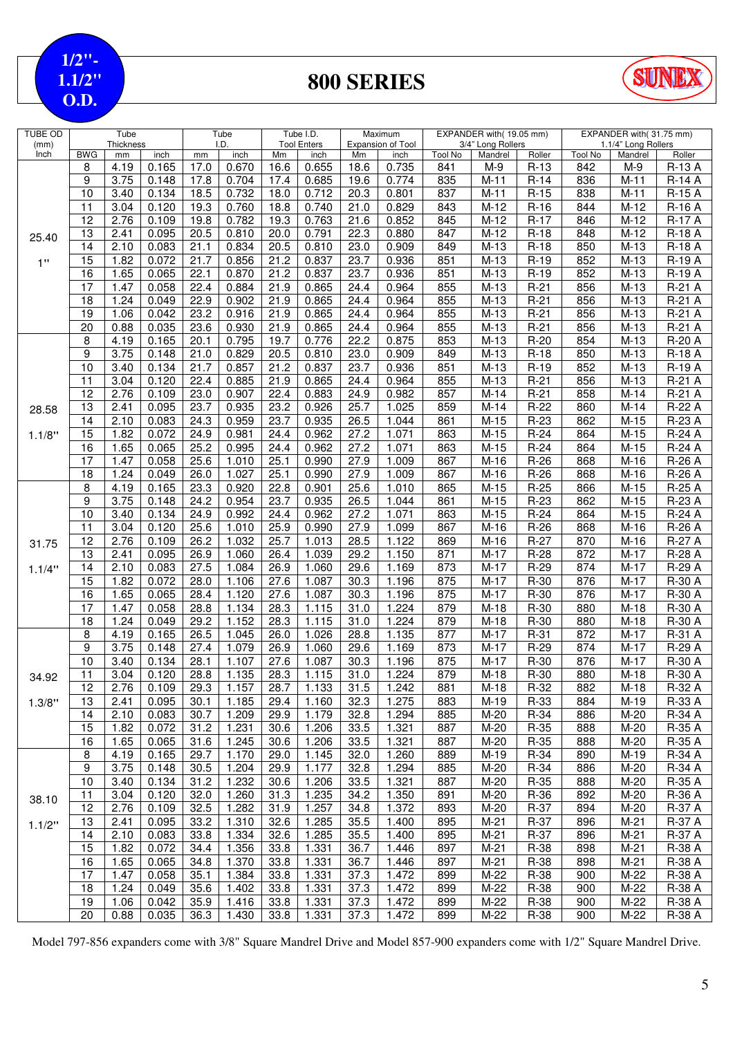**1/2"- 1.1/2" O.D.**

# 800 SERIES

SUNEX

| TUBE OD (mm) Inch | Tube Thickness | | | Tube I.D. | | Tube I.D. Tool Enters | | Maximum Expansion of Tool | | EXPANDER with( 19.05 mm) 3/4" Long Rollers | | | EXPANDER with( 31.75 mm) 1.1/4" Long Rollers | | |
|---|---|---|---|---|---|---|---|---|---|---|---|---|---|---|---|
| | BWG | mm | inch | mm | inch | Mm | inch | Mm | inch | Tool No | Mandrel | Roller | Tool No | Mandrel | Roller |
| 25.40 1" | 8 | 4.19 | 0.165 | 17.0 | 0.670 | 16.6 | 0.655 | 18.6 | 0.735 | 841 | M-9 | R-13 | 842 | M-9 | R-13 A |
| | 9 | 3.75 | 0.148 | 17.8 | 0.704 | 17.4 | 0.685 | 19.6 | 0.774 | 835 | M-11 | R-14 | 836 | M-11 | R-14 A |
| | 10 | 3.40 | 0.134 | 18.5 | 0.732 | 18.0 | 0.712 | 20.3 | 0.801 | 837 | M-11 | R-15 | 838 | M-11 | R-15 A |
| | 11 | 3.04 | 0.120 | 19.3 | 0.760 | 18.8 | 0.740 | 21.0 | 0.829 | 843 | M-12 | R-16 | 844 | M-12 | R-16 A |
| | 12 | 2.76 | 0.109 | 19.8 | 0.782 | 19.3 | 0.763 | 21.6 | 0.852 | 845 | M-12 | R-17 | 846 | M-12 | R-17 A |
| | 13 | 2.41 | 0.095 | 20.5 | 0.810 | 20.0 | 0.791 | 22.3 | 0.880 | 847 | M-12 | R-18 | 848 | M-12 | R-18 A |
| | 14 | 2.10 | 0.083 | 21.1 | 0.834 | 20.5 | 0.810 | 23.0 | 0.909 | 849 | M-13 | R-18 | 850 | M-13 | R-18 A |
| | 15 | 1.82 | 0.072 | 21.7 | 0.856 | 21.2 | 0.837 | 23.7 | 0.936 | 851 | M-13 | R-19 | 852 | M-13 | R-19 A |
| | 16 | 1.65 | 0.065 | 22.1 | 0.870 | 21.2 | 0.837 | 23.7 | 0.936 | 851 | M-13 | R-19 | 852 | M-13 | R-19 A |
| | 17 | 1.47 | 0.058 | 22.4 | 0.884 | 21.9 | 0.865 | 24.4 | 0.964 | 855 | M-13 | R-21 | 856 | M-13 | R-21 A |
| | 18 | 1.24 | 0.049 | 22.9 | 0.902 | 21.9 | 0.865 | 24.4 | 0.964 | 855 | M-13 | R-21 | 856 | M-13 | R-21 A |
| | 19 | 1.06 | 0.042 | 23.2 | 0.916 | 21.9 | 0.865 | 24.4 | 0.964 | 855 | M-13 | R-21 | 856 | M-13 | R-21 A |
| | 20 | 0.88 | 0.035 | 23.6 | 0.930 | 21.9 | 0.865 | 24.4 | 0.964 | 855 | M-13 | R-21 | 856 | M-13 | R-21 A |
| 28.58 1.1/8" | 8 | 4.19 | 0.165 | 20.1 | 0.795 | 19.7 | 0.776 | 22.2 | 0.875 | 853 | M-13 | R-20 | 854 | M-13 | R-20 A |
| | 9 | 3.75 | 0.148 | 21.0 | 0.829 | 20.5 | 0.810 | 23.0 | 0.909 | 849 | M-13 | R-18 | 850 | M-13 | R-18 A |
| | 10 | 3.40 | 0.134 | 21.7 | 0.857 | 21.2 | 0.837 | 23.7 | 0.936 | 851 | M-13 | R-19 | 852 | M-13 | R-19 A |
| | 11 | 3.04 | 0.120 | 22.4 | 0.885 | 21.9 | 0.865 | 24.4 | 0.964 | 855 | M-13 | R-21 | 856 | M-13 | R-21 A |
| | 12 | 2.76 | 0.109 | 23.0 | 0.907 | 22.4 | 0.883 | 24.9 | 0.982 | 857 | M-14 | R-21 | 858 | M-14 | R-21 A |
| | 13 | 2.41 | 0.095 | 23.7 | 0.935 | 23.2 | 0.926 | 25.7 | 1.025 | 859 | M-14 | R-22 | 860 | M-14 | R-22 A |
| | 14 | 2.10 | 0.083 | 24.3 | 0.959 | 23.7 | 0.935 | 26.5 | 1.044 | 861 | M-15 | R-23 | 862 | M-15 | R-23 A |
| | 15 | 1.82 | 0.072 | 24.9 | 0.981 | 24.4 | 0.962 | 27.2 | 1.071 | 863 | M-15 | R-24 | 864 | M-15 | R-24 A |
| | 16 | 1.65 | 0.065 | 25.2 | 0.995 | 24.4 | 0.962 | 27.2 | 1.071 | 863 | M-15 | R-24 | 864 | M-15 | R-24 A |
| | 17 | 1.47 | 0.058 | 25.6 | 1.010 | 25.1 | 0.990 | 27.9 | 1.009 | 867 | M-16 | R-26 | 868 | M-16 | R-26 A |
| | 18 | 1.24 | 0.049 | 26.0 | 1.027 | 25.1 | 0.990 | 27.9 | 1.009 | 867 | M-16 | R-26 | 868 | M-16 | R-26 A |
| 31.75 1.1/4" | 8 | 4.19 | 0.165 | 23.3 | 0.920 | 22.8 | 0.901 | 25.6 | 1.010 | 865 | M-15 | R-25 | 866 | M-15 | R-25 A |
| | 9 | 3.75 | 0.148 | 24.2 | 0.954 | 23.7 | 0.935 | 26.5 | 1.044 | 861 | M-15 | R-23 | 862 | M-15 | R-23 A |
| | 10 | 3.40 | 0.134 | 24.9 | 0.992 | 24.4 | 0.962 | 27.2 | 1.071 | 863 | M-15 | R-24 | 864 | M-15 | R-24 A |
| | 11 | 3.04 | 0.120 | 25.6 | 1.010 | 25.9 | 0.990 | 27.9 | 1.099 | 867 | M-16 | R-26 | 868 | M-16 | R-26 A |
| | 12 | 2.76 | 0.109 | 26.2 | 1.032 | 25.7 | 1.013 | 28.5 | 1.122 | 869 | M-16 | R-27 | 870 | M-16 | R-27 A |
| | 13 | 2.41 | 0.095 | 26.9 | 1.060 | 26.4 | 1.039 | 29.2 | 1.150 | 871 | M-17 | R-28 | 872 | M-17 | R-28 A |
| | 14 | 2.10 | 0.083 | 27.5 | 1.084 | 26.9 | 1.060 | 29.6 | 1.169 | 873 | M-17 | R-29 | 874 | M-17 | R-29 A |
| | 15 | 1.82 | 0.072 | 28.0 | 1.106 | 27.6 | 1.087 | 30.3 | 1.196 | 875 | M-17 | R-30 | 876 | M-17 | R-30 A |
| | 16 | 1.65 | 0.065 | 28.4 | 1.120 | 27.6 | 1.087 | 30.3 | 1.196 | 875 | M-17 | R-30 | 876 | M-17 | R-30 A |
| | 17 | 1.47 | 0.058 | 28.8 | 1.134 | 28.3 | 1.115 | 31.0 | 1.224 | 879 | M-18 | R-30 | 880 | M-18 | R-30 A |
| | 18 | 1.24 | 0.049 | 29.2 | 1.152 | 28.3 | 1.115 | 31.0 | 1.224 | 879 | M-18 | R-30 | 880 | M-18 | R-30 A |
| 34.92 1.3/8" | 8 | 4.19 | 0.165 | 26.5 | 1.045 | 26.0 | 1.026 | 28.8 | 1.135 | 877 | M-17 | R-31 | 872 | M-17 | R-31 A |
| | 9 | 3.75 | 0.148 | 27.4 | 1.079 | 26.9 | 1.060 | 29.6 | 1.169 | 873 | M-17 | R-29 | 874 | M-17 | R-29 A |
| | 10 | 3.40 | 0.134 | 28.1 | 1.107 | 27.6 | 1.087 | 30.3 | 1.196 | 875 | M-17 | R-30 | 876 | M-17 | R-30 A |
| | 11 | 3.04 | 0.120 | 28.8 | 1.135 | 28.3 | 1.115 | 31.0 | 1.224 | 879 | M-18 | R-30 | 880 | M-18 | R-30 A |
| | 12 | 2.76 | 0.109 | 29.3 | 1.157 | 28.7 | 1.133 | 31.5 | 1.242 | 881 | M-18 | R-32 | 882 | M-18 | R-32 A |
| | 13 | 2.41 | 0.095 | 30.1 | 1.185 | 29.4 | 1.160 | 32.3 | 1.275 | 883 | M-19 | R-33 | 884 | M-19 | R-33 A |
| | 14 | 2.10 | 0.083 | 30.7 | 1.209 | 29.9 | 1.179 | 32.8 | 1.294 | 885 | M-20 | R-34 | 886 | M-20 | R-34 A |
| | 15 | 1.82 | 0.072 | 31.2 | 1.231 | 30.6 | 1.206 | 33.5 | 1.321 | 887 | M-20 | R-35 | 888 | M-20 | R-35 A |
| | 16 | 1.65 | 0.065 | 31.6 | 1.245 | 30.6 | 1.206 | 33.5 | 1.321 | 887 | M-20 | R-35 | 888 | M-20 | R-35 A |
| 38.10 1.1/2" | 8 | 4.19 | 0.165 | 29.7 | 1.170 | 29.0 | 1.145 | 32.0 | 1.260 | 889 | M-19 | R-34 | 890 | M-19 | R-34 A |
| | 9 | 3.75 | 0.148 | 30.5 | 1.204 | 29.9 | 1.177 | 32.8 | 1.294 | 885 | M-20 | R-34 | 886 | M-20 | R-34 A |
| | 10 | 3.40 | 0.134 | 31.2 | 1.232 | 30.6 | 1.206 | 33.5 | 1.321 | 887 | M-20 | R-35 | 888 | M-20 | R-35 A |
| | 11 | 3.04 | 0.120 | 32.0 | 1.260 | 31.3 | 1.235 | 34.2 | 1.350 | 891 | M-20 | R-36 | 892 | M-20 | R-36 A |
| | 12 | 2.76 | 0.109 | 32.5 | 1.282 | 31.9 | 1.257 | 34.8 | 1.372 | 893 | M-20 | R-37 | 894 | M-20 | R-37 A |
| | 13 | 2.41 | 0.095 | 33.2 | 1.310 | 32.6 | 1.285 | 35.5 | 1.400 | 895 | M-21 | R-37 | 896 | M-21 | R-37 A |
| | 14 | 2.10 | 0.083 | 33.8 | 1.334 | 32.6 | 1.285 | 35.5 | 1.400 | 895 | M-21 | R-37 | 896 | M-21 | R-37 A |
| | 15 | 1.82 | 0.072 | 34.4 | 1.356 | 33.8 | 1.331 | 36.7 | 1.446 | 897 | M-21 | R-38 | 898 | M-21 | R-38 A |
| | 16 | 1.65 | 0.065 | 34.8 | 1.370 | 33.8 | 1.331 | 36.7 | 1.446 | 897 | M-21 | R-38 | 898 | M-21 | R-38 A |
| | 17 | 1.47 | 0.058 | 35.1 | 1.384 | 33.8 | 1.331 | 37.3 | 1.472 | 899 | M-22 | R-38 | 900 | M-22 | R-38 A |
| | 18 | 1.24 | 0.049 | 35.6 | 1.402 | 33.8 | 1.331 | 37.3 | 1.472 | 899 | M-22 | R-38 | 900 | M-22 | R-38 A |
| | 19 | 1.06 | 0.042 | 35.9 | 1.416 | 33.8 | 1.331 | 37.3 | 1.472 | 899 | M-22 | R-38 | 900 | M-22 | R-38 A |
| | 20 | 0.88 | 0.035 | 36.3 | 1.430 | 33.8 | 1.331 | 37.3 | 1.472 | 899 | M-22 | R-38 | 900 | M-22 | R-38 A |

Model 797-856 expanders come with 3/8" Square Mandrel Drive and Model 857-900 expanders come with 1/2" Square Mandrel Drive.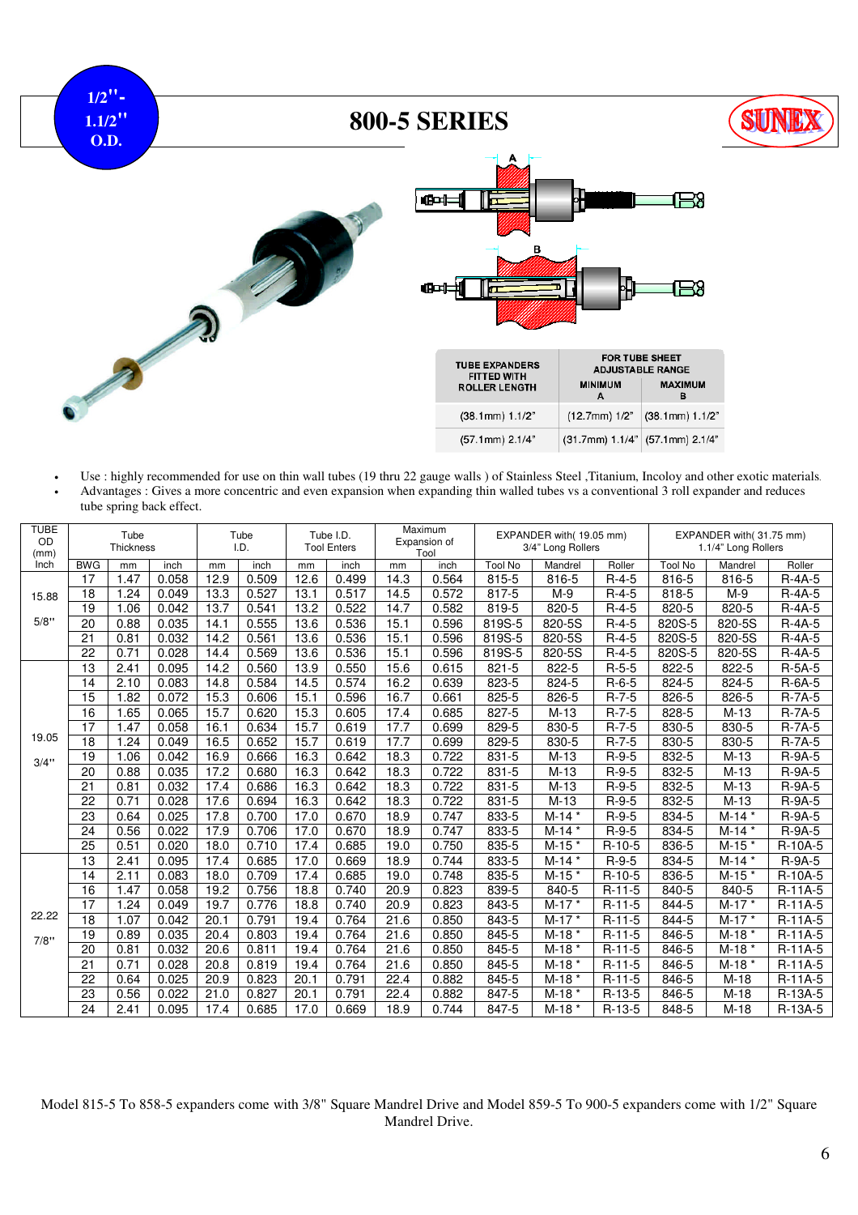1/2"-
1.1/2"
O.D.

# 800-5 SERIES

SUNEX

| TUBE EXPANDERS FITTED WITH ROLLER LENGTH | FOR TUBE SHEET ADJUSTABLE RANGE | |
|---|---|---|
| | MINIMUM A | MAXIMUM B |
| (38.1mm) 1.1/2" | (12.7mm) 1/2" | (38.1mm) 1.1/2" |
| (57.1mm) 2.1/4" | (31.7mm) 1.1/4" | (57.1mm) 2.1/4" |

- Use : highly recommended for use on thin wall tubes (19 thru 22 gauge walls ) of Stainless Steel ,Titanium, Incoloy and other exotic materials.
- Advantages : Gives a more concentric and even expansion when expanding thin walled tubes vs a conventional 3 roll expander and reduces tube spring back effect.

| TUBE OD (mm) | Tube Thickness | | | Tube I.D. | | Tube I.D. Tool Enters | | Maximum Expansion of Tool | | EXPANDER with( 19.05 mm) 3/4" Long Rollers | | | EXPANDER with( 31.75 mm) 1.1/4" Long Rollers | | |
|---|---|---|---|---|---|---|---|---|---|---|---|---|---|---|---|
| Inch | BWG | mm | inch | mm | inch | mm | inch | mm | inch | Tool No | Mandrel | Roller | Tool No | Mandrel | Roller |
| 15.88 | 17 | 1.47 | 0.058 | 12.9 | 0.509 | 12.6 | 0.499 | 14.3 | 0.564 | 815-5 | 816-5 | R-4-5 | 816-5 | 816-5 | R-4A-5 |
| | 18 | 1.24 | 0.049 | 13.3 | 0.527 | 13.1 | 0.517 | 14.5 | 0.572 | 817-5 | M-9 | R-4-5 | 818-5 | M-9 | R-4A-5 |
| | 19 | 1.06 | 0.042 | 13.7 | 0.541 | 13.2 | 0.522 | 14.7 | 0.582 | 819-5 | 820-5 | R-4-5 | 820-5 | 820-5 | R-4A-5 |
| 5/8" | 20 | 0.88 | 0.035 | 14.1 | 0.555 | 13.6 | 0.536 | 15.1 | 0.596 | 819S-5 | 820-5S | R-4-5 | 820S-5 | 820-5S | R-4A-5 |
| | 21 | 0.81 | 0.032 | 14.2 | 0.561 | 13.6 | 0.536 | 15.1 | 0.596 | 819S-5 | 820-5S | R-4-5 | 820S-5 | 820-5S | R-4A-5 |
| | 22 | 0.71 | 0.028 | 14.4 | 0.569 | 13.6 | 0.536 | 15.1 | 0.596 | 819S-5 | 820-5S | R-4-5 | 820S-5 | 820-5S | R-4A-5 |
| 19.05 | 13 | 2.41 | 0.095 | 14.2 | 0.560 | 13.9 | 0.550 | 15.6 | 0.615 | 821-5 | 822-5 | R-5-5 | 822-5 | 822-5 | R-5A-5 |
| | 14 | 2.10 | 0.083 | 14.8 | 0.584 | 14.5 | 0.574 | 16.2 | 0.639 | 823-5 | 824-5 | R-6-5 | 824-5 | 824-5 | R-6A-5 |
| | 15 | 1.82 | 0.072 | 15.3 | 0.606 | 15.1 | 0.596 | 16.7 | 0.661 | 825-5 | 826-5 | R-7-5 | 826-5 | 826-5 | R-7A-5 |
| | 16 | 1.65 | 0.065 | 15.7 | 0.620 | 15.3 | 0.605 | 17.4 | 0.685 | 827-5 | M-13 | R-7-5 | 828-5 | M-13 | R-7A-5 |
| | 17 | 1.47 | 0.058 | 16.1 | 0.634 | 15.7 | 0.619 | 17.7 | 0.699 | 829-5 | 830-5 | R-7-5 | 830-5 | 830-5 | R-7A-5 |
| | 18 | 1.24 | 0.049 | 16.5 | 0.652 | 15.7 | 0.619 | 17.7 | 0.699 | 829-5 | 830-5 | R-7-5 | 830-5 | 830-5 | R-7A-5 |
| 3/4" | 19 | 1.06 | 0.042 | 16.9 | 0.666 | 16.3 | 0.642 | 18.3 | 0.722 | 831-5 | M-13 | R-9-5 | 832-5 | M-13 | R-9A-5 |
| | 20 | 0.88 | 0.035 | 17.2 | 0.680 | 16.3 | 0.642 | 18.3 | 0.722 | 831-5 | M-13 | R-9-5 | 832-5 | M-13 | R-9A-5 |
| | 21 | 0.81 | 0.032 | 17.4 | 0.686 | 16.3 | 0.642 | 18.3 | 0.722 | 831-5 | M-13 | R-9-5 | 832-5 | M-13 | R-9A-5 |
| | 22 | 0.71 | 0.028 | 17.6 | 0.694 | 16.3 | 0.642 | 18.3 | 0.722 | 831-5 | M-13 | R-9-5 | 832-5 | M-13 | R-9A-5 |
| | 23 | 0.64 | 0.025 | 17.8 | 0.700 | 17.0 | 0.670 | 18.9 | 0.747 | 833-5 | M-14 * | R-9-5 | 834-5 | M-14 * | R-9A-5 |
| | 24 | 0.56 | 0.022 | 17.9 | 0.706 | 17.0 | 0.670 | 18.9 | 0.747 | 833-5 | M-14 * | R-9-5 | 834-5 | M-14 * | R-9A-5 |
| | 25 | 0.51 | 0.020 | 18.0 | 0.710 | 17.4 | 0.685 | 19.0 | 0.750 | 835-5 | M-15 * | R-10-5 | 836-5 | M-15 * | R-10A-5 |
| 22.22 | 13 | 2.41 | 0.095 | 17.4 | 0.685 | 17.0 | 0.669 | 18.9 | 0.744 | 833-5 | M-14 * | R-9-5 | 834-5 | M-14 * | R-9A-5 |
| | 14 | 2.11 | 0.083 | 18.0 | 0.709 | 17.4 | 0.685 | 19.0 | 0.748 | 835-5 | M-15 * | R-10-5 | 836-5 | M-15 * | R-10A-5 |
| | 16 | 1.47 | 0.058 | 19.2 | 0.756 | 18.8 | 0.740 | 20.9 | 0.823 | 839-5 | 840-5 | R-11-5 | 840-5 | 840-5 | R-11A-5 |
| | 17 | 1.24 | 0.049 | 19.7 | 0.776 | 18.8 | 0.740 | 20.9 | 0.823 | 843-5 | M-17 * | R-11-5 | 844-5 | M-17 * | R-11A-5 |
| | 18 | 1.07 | 0.042 | 20.1 | 0.791 | 19.4 | 0.764 | 21.6 | 0.850 | 843-5 | M-17 * | R-11-5 | 844-5 | M-17 * | R-11A-5 |
| 7/8" | 19 | 0.89 | 0.035 | 20.4 | 0.803 | 19.4 | 0.764 | 21.6 | 0.850 | 845-5 | M-18 * | R-11-5 | 846-5 | M-18 * | R-11A-5 |
| | 20 | 0.81 | 0.032 | 20.6 | 0.811 | 19.4 | 0.764 | 21.6 | 0.850 | 845-5 | M-18 * | R-11-5 | 846-5 | M-18 * | R-11A-5 |
| | 21 | 0.71 | 0.028 | 20.8 | 0.819 | 19.4 | 0.764 | 21.6 | 0.850 | 845-5 | M-18 * | R-11-5 | 846-5 | M-18 * | R-11A-5 |
| | 22 | 0.64 | 0.025 | 20.9 | 0.823 | 20.1 | 0.791 | 22.4 | 0.882 | 845-5 | M-18 * | R-11-5 | 846-5 | M-18 | R-11A-5 |
| | 23 | 0.56 | 0.022 | 21.0 | 0.827 | 20.1 | 0.791 | 22.4 | 0.882 | 847-5 | M-18 * | R-13-5 | 846-5 | M-18 | R-13A-5 |
| | 24 | 2.41 | 0.095 | 17.4 | 0.685 | 17.0 | 0.669 | 18.9 | 0.744 | 847-5 | M-18 * | R-13-5 | 848-5 | M-18 | R-13A-5 |

Model 815-5 To 858-5 expanders come with 3/8" Square Mandrel Drive and Model 859-5 To 900-5 expanders come with 1/2" Square Mandrel Drive.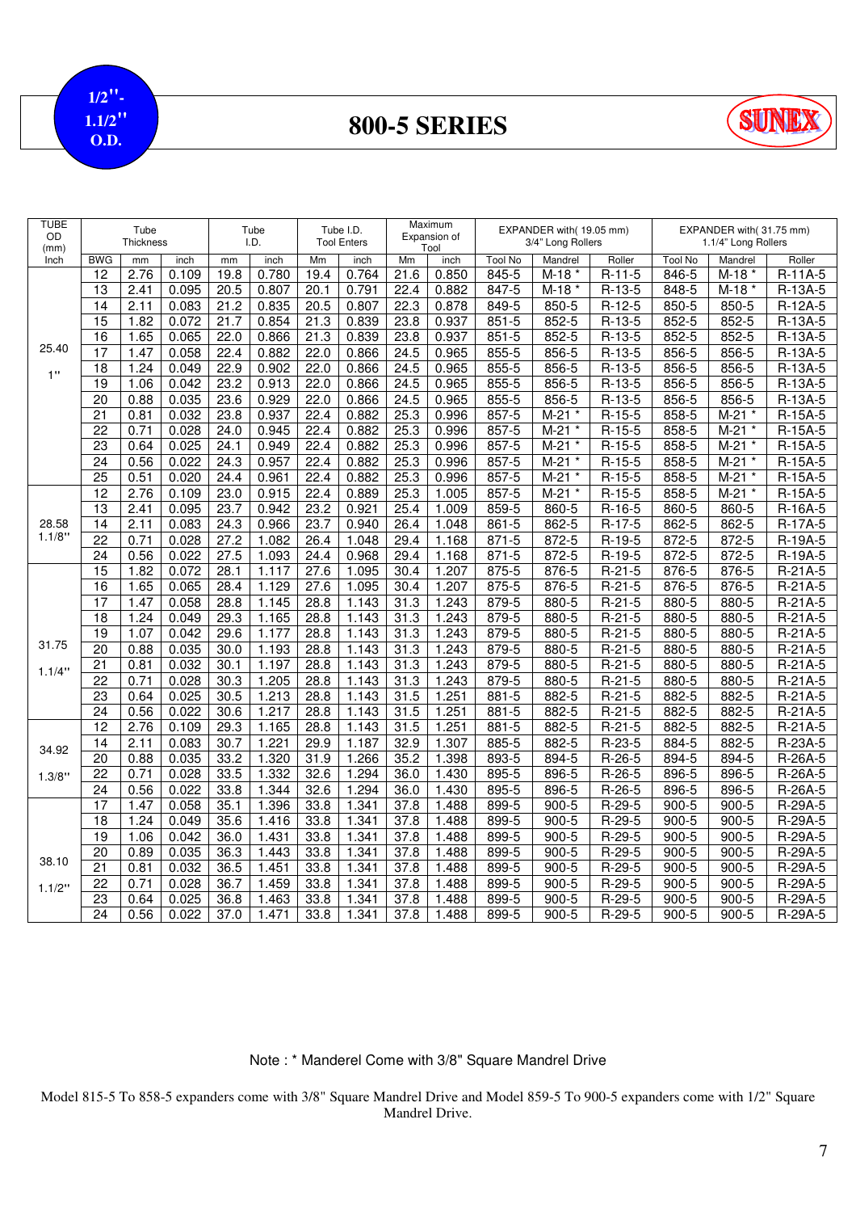**1/2"-1.1/2" O.D.**

# 800-5 SERIES

SUNEX

| TUBE OD (mm) Inch | Tube Thickness | | | Tube I.D. | | Tube I.D. Tool Enters | | Maximum Expansion of Tool | | EXPANDER with( 19.05 mm) 3/4" Long Rollers | | | EXPANDER with( 31.75 mm) 1.1/4" Long Rollers | | |
|---|---|---|---|---|---|---|---|---|---|---|---|---|---|---|---|
| | BWG | mm | inch | mm | inch | Mm | inch | Mm | inch | Tool No | Mandrel | Roller | Tool No | Mandrel | Roller |
| 25.40 1" | 12 | 2.76 | 0.109 | 19.8 | 0.780 | 19.4 | 0.764 | 21.6 | 0.850 | 845-5 | M-18 * | R-11-5 | 846-5 | M-18 * | R-11A-5 |
| | 13 | 2.41 | 0.095 | 20.5 | 0.807 | 20.1 | 0.791 | 22.4 | 0.882 | 847-5 | M-18 * | R-13-5 | 848-5 | M-18 * | R-13A-5 |
| | 14 | 2.11 | 0.083 | 21.2 | 0.835 | 20.5 | 0.807 | 22.3 | 0.878 | 849-5 | 850-5 | R-12-5 | 850-5 | 850-5 | R-12A-5 |
| | 15 | 1.82 | 0.072 | 21.7 | 0.854 | 21.3 | 0.839 | 23.8 | 0.937 | 851-5 | 852-5 | R-13-5 | 852-5 | 852-5 | R-13A-5 |
| | 16 | 1.65 | 0.065 | 22.0 | 0.866 | 21.3 | 0.839 | 23.8 | 0.937 | 851-5 | 852-5 | R-13-5 | 852-5 | 852-5 | R-13A-5 |
| | 17 | 1.47 | 0.058 | 22.4 | 0.882 | 22.0 | 0.866 | 24.5 | 0.965 | 855-5 | 856-5 | R-13-5 | 856-5 | 856-5 | R-13A-5 |
| | 18 | 1.24 | 0.049 | 22.9 | 0.902 | 22.0 | 0.866 | 24.5 | 0.965 | 855-5 | 856-5 | R-13-5 | 856-5 | 856-5 | R-13A-5 |
| | 19 | 1.06 | 0.042 | 23.2 | 0.913 | 22.0 | 0.866 | 24.5 | 0.965 | 855-5 | 856-5 | R-13-5 | 856-5 | 856-5 | R-13A-5 |
| | 20 | 0.88 | 0.035 | 23.6 | 0.929 | 22.0 | 0.866 | 24.5 | 0.965 | 855-5 | 856-5 | R-13-5 | 856-5 | 856-5 | R-13A-5 |
| | 21 | 0.81 | 0.032 | 23.8 | 0.937 | 22.4 | 0.882 | 25.3 | 0.996 | 857-5 | M-21 * | R-15-5 | 858-5 | M-21 * | R-15A-5 |
| | 22 | 0.71 | 0.028 | 24.0 | 0.945 | 22.4 | 0.882 | 25.3 | 0.996 | 857-5 | M-21 * | R-15-5 | 858-5 | M-21 * | R-15A-5 |
| | 23 | 0.64 | 0.025 | 24.1 | 0.949 | 22.4 | 0.882 | 25.3 | 0.996 | 857-5 | M-21 * | R-15-5 | 858-5 | M-21 * | R-15A-5 |
| | 24 | 0.56 | 0.022 | 24.3 | 0.957 | 22.4 | 0.882 | 25.3 | 0.996 | 857-5 | M-21 * | R-15-5 | 858-5 | M-21 * | R-15A-5 |
| | 25 | 0.51 | 0.020 | 24.4 | 0.961 | 22.4 | 0.882 | 25.3 | 0.996 | 857-5 | M-21 * | R-15-5 | 858-5 | M-21 * | R-15A-5 |
| 28.58 1.1/8" | 12 | 2.76 | 0.109 | 23.0 | 0.915 | 22.4 | 0.889 | 25.3 | 1.005 | 857-5 | M-21 * | R-15-5 | 858-5 | M-21 * | R-15A-5 |
| | 13 | 2.41 | 0.095 | 23.7 | 0.942 | 23.2 | 0.921 | 25.4 | 1.009 | 859-5 | 860-5 | R-16-5 | 860-5 | 860-5 | R-16A-5 |
| | 14 | 2.11 | 0.083 | 24.3 | 0.966 | 23.7 | 0.940 | 26.4 | 1.048 | 861-5 | 862-5 | R-17-5 | 862-5 | 862-5 | R-17A-5 |
| | 22 | 0.71 | 0.028 | 27.2 | 1.082 | 26.4 | 1.048 | 29.4 | 1.168 | 871-5 | 872-5 | R-19-5 | 872-5 | 872-5 | R-19A-5 |
| | 24 | 0.56 | 0.022 | 27.5 | 1.093 | 24.4 | 0.968 | 29.4 | 1.168 | 871-5 | 872-5 | R-19-5 | 872-5 | 872-5 | R-19A-5 |
| 31.75 1.1/4" | 15 | 1.82 | 0.072 | 28.1 | 1.117 | 27.6 | 1.095 | 30.4 | 1.207 | 875-5 | 876-5 | R-21-5 | 876-5 | 876-5 | R-21A-5 |
| | 16 | 1.65 | 0.065 | 28.4 | 1.129 | 27.6 | 1.095 | 30.4 | 1.207 | 875-5 | 876-5 | R-21-5 | 876-5 | 876-5 | R-21A-5 |
| | 17 | 1.47 | 0.058 | 28.8 | 1.145 | 28.8 | 1.143 | 31.3 | 1.243 | 879-5 | 880-5 | R-21-5 | 880-5 | 880-5 | R-21A-5 |
| | 18 | 1.24 | 0.049 | 29.3 | 1.165 | 28.8 | 1.143 | 31.3 | 1.243 | 879-5 | 880-5 | R-21-5 | 880-5 | 880-5 | R-21A-5 |
| | 19 | 1.07 | 0.042 | 29.6 | 1.177 | 28.8 | 1.143 | 31.3 | 1.243 | 879-5 | 880-5 | R-21-5 | 880-5 | 880-5 | R-21A-5 |
| | 20 | 0.88 | 0.035 | 30.0 | 1.193 | 28.8 | 1.143 | 31.3 | 1.243 | 879-5 | 880-5 | R-21-5 | 880-5 | 880-5 | R-21A-5 |
| | 21 | 0.81 | 0.032 | 30.1 | 1.197 | 28.8 | 1.143 | 31.3 | 1.243 | 879-5 | 880-5 | R-21-5 | 880-5 | 880-5 | R-21A-5 |
| | 22 | 0.71 | 0.028 | 30.3 | 1.205 | 28.8 | 1.143 | 31.3 | 1.243 | 879-5 | 880-5 | R-21-5 | 880-5 | 880-5 | R-21A-5 |
| | 23 | 0.64 | 0.025 | 30.5 | 1.213 | 28.8 | 1.143 | 31.5 | 1.251 | 881-5 | 882-5 | R-21-5 | 882-5 | 882-5 | R-21A-5 |
| | 24 | 0.56 | 0.022 | 30.6 | 1.217 | 28.8 | 1.143 | 31.5 | 1.251 | 881-5 | 882-5 | R-21-5 | 882-5 | 882-5 | R-21A-5 |
| 34.92 1.3/8" | 12 | 2.76 | 0.109 | 29.3 | 1.165 | 28.8 | 1.143 | 31.5 | 1.251 | 881-5 | 882-5 | R-21-5 | 882-5 | 882-5 | R-21A-5 |
| | 14 | 2.11 | 0.083 | 30.7 | 1.221 | 29.9 | 1.187 | 32.9 | 1.307 | 885-5 | 882-5 | R-23-5 | 884-5 | 882-5 | R-23A-5 |
| | 20 | 0.88 | 0.035 | 33.2 | 1.320 | 31.9 | 1.266 | 35.2 | 1.398 | 893-5 | 894-5 | R-26-5 | 894-5 | 894-5 | R-26A-5 |
| | 22 | 0.71 | 0.028 | 33.5 | 1.332 | 32.6 | 1.294 | 36.0 | 1.430 | 895-5 | 896-5 | R-26-5 | 896-5 | 896-5 | R-26A-5 |
| | 24 | 0.56 | 0.022 | 33.8 | 1.344 | 32.6 | 1.294 | 36.0 | 1.430 | 895-5 | 896-5 | R-26-5 | 896-5 | 896-5 | R-26A-5 |
| 38.10 1.1/2" | 17 | 1.47 | 0.058 | 35.1 | 1.396 | 33.8 | 1.341 | 37.8 | 1.488 | 899-5 | 900-5 | R-29-5 | 900-5 | 900-5 | R-29A-5 |
| | 18 | 1.24 | 0.049 | 35.6 | 1.416 | 33.8 | 1.341 | 37.8 | 1.488 | 899-5 | 900-5 | R-29-5 | 900-5 | 900-5 | R-29A-5 |
| | 19 | 1.06 | 0.042 | 36.0 | 1.431 | 33.8 | 1.341 | 37.8 | 1.488 | 899-5 | 900-5 | R-29-5 | 900-5 | 900-5 | R-29A-5 |
| | 20 | 0.89 | 0.035 | 36.3 | 1.443 | 33.8 | 1.341 | 37.8 | 1.488 | 899-5 | 900-5 | R-29-5 | 900-5 | 900-5 | R-29A-5 |
| | 21 | 0.81 | 0.032 | 36.5 | 1.451 | 33.8 | 1.341 | 37.8 | 1.488 | 899-5 | 900-5 | R-29-5 | 900-5 | 900-5 | R-29A-5 |
| | 22 | 0.71 | 0.028 | 36.7 | 1.459 | 33.8 | 1.341 | 37.8 | 1.488 | 899-5 | 900-5 | R-29-5 | 900-5 | 900-5 | R-29A-5 |
| | 23 | 0.64 | 0.025 | 36.8 | 1.463 | 33.8 | 1.341 | 37.8 | 1.488 | 899-5 | 900-5 | R-29-5 | 900-5 | 900-5 | R-29A-5 |
| | 24 | 0.56 | 0.022 | 37.0 | 1.471 | 33.8 | 1.341 | 37.8 | 1.488 | 899-5 | 900-5 | R-29-5 | 900-5 | 900-5 | R-29A-5 |

Note : * Manderel Come with 3/8" Square Mandrel Drive

Model 815-5 To 858-5 expanders come with 3/8" Square Mandrel Drive and Model 859-5 To 900-5 expanders come with 1/2" Square Mandrel Drive.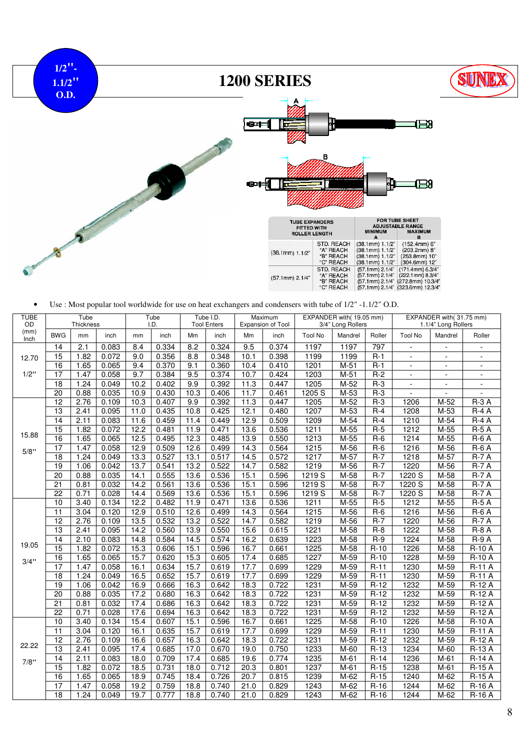1/2"- 1.1/2" O.D.

# 1200 SERIES

SUNEX

| TUBE EXPANDERS FITTED WITH ROLLER LENGTH | | FOR TUBE SHEET ADJUSTABLE RANGE MINIMUM A | MAXIMUM B |
|---|---|---|---|
| (38.1mm) 1.1/2" | STD. REACH | (38.1mm) 1.1/2" | (152.4mm) 6" |
| | "A" REACH | (38.1mm) 1.1/2" | (203.2mm) 8" |
| | "B" REACH | (38.1mm) 1.1/2" | (253.8mm) 10" |
| | "C" REACH | (38.1mm) 1.1/2" | (304.6mm) 12" |
| (57.1mm) 2.1/4" | STD. REACH | (57.1mm) 2.1/4" | (171.4mm) 6.3/4" |
| | "A" REACH | (57.1mm) 2.1/4" | (222.1mm) 8.3/4" |
| | "B" REACH | (57.1mm) 2.1/4" | (272.8mm) 10.3/4" |
| | "C" REACH | (57.1mm) 2.1/4" | (323.6mm) 12.3/4" |

- Use : Most popular tool worldwide for use on heat exchangers and condensers with tube of 1/2" -1.1/2" O.D.

| TUBE OD (mm) Inch | Tube Thickness | | | Tube I.D. | | Tube I.D. Tool Enters | | Maximum Expansion of Tool | | EXPANDER with( 19.05 mm) 3/4" Long Rollers | | | EXPANDER with( 31.75 mm) 1.1/4" Long Rollers | | |
|---|---|---|---|---|---|---|---|---|---|---|---|---|---|---|---|
| | BWG | mm | inch | mm | inch | Mm | inch | Mm | inch | Tool No | Mandrel | Roller | Tool No | Mandrel | Roller |
| 12.70 1/2" | 14 | 2.1 | 0.083 | 8.4 | 0.334 | 8.2 | 0.324 | 9.5 | 0.374 | 1197 | 1197 | 797 | - | - | - |
| | 15 | 1.82 | 0.072 | 9.0 | 0.356 | 8.8 | 0.348 | 10.1 | 0.398 | 1199 | 1199 | R-1 | - | - | - |
| | 16 | 1.65 | 0.065 | 9.4 | 0.370 | 9.1 | 0.360 | 10.4 | 0.410 | 1201 | M-51 | R-1 | - | - | - |
| | 17 | 1.47 | 0.058 | 9.7 | 0.384 | 9.5 | 0.374 | 10.7 | 0.424 | 1203 | M-51 | R-2 | - | - | - |
| | 18 | 1.24 | 0.049 | 10.2 | 0.402 | 9.9 | 0.392 | 11.3 | 0.447 | 1205 | M-52 | R-3 | - | - | - |
| | 20 | 0.88 | 0.035 | 10.9 | 0.430 | 10.3 | 0.406 | 11.7 | 0.461 | 1205 S | M-53 | R-3 | - | - | - |
| 15.88 5/8" | 12 | 2.76 | 0.109 | 10.3 | 0.407 | 9.9 | 0.392 | 11.3 | 0.447 | 1205 | M-52 | R-3 | 1206 | M-52 | R-3 A |
| | 13 | 2.41 | 0.095 | 11.0 | 0.435 | 10.8 | 0.425 | 12.1 | 0.480 | 1207 | M-53 | R-4 | 1208 | M-53 | R-4 A |
| | 14 | 2.11 | 0.083 | 11.6 | 0.459 | 11.4 | 0.449 | 12.9 | 0.509 | 1209 | M-54 | R-4 | 1210 | M-54 | R-4 A |
| | 15 | 1.82 | 0.072 | 12.2 | 0.481 | 11.9 | 0.471 | 13.6 | 0.536 | 1211 | M-55 | R-5 | 1212 | M-55 | R-5 A |
| | 16 | 1.65 | 0.065 | 12.5 | 0.495 | 12.3 | 0.485 | 13.9 | 0.550 | 1213 | M-55 | R-6 | 1214 | M-55 | R-6 A |
| | 17 | 1.47 | 0.058 | 12.9 | 0.509 | 12.6 | 0.499 | 14.3 | 0.564 | 1215 | M-56 | R-6 | 1216 | M-56 | R-6 A |
| | 18 | 1.24 | 0.049 | 13.3 | 0.527 | 13.1 | 0.517 | 14.5 | 0.572 | 1217 | M-57 | R-7 | 1218 | M-57 | R-7 A |
| | 19 | 1.06 | 0.042 | 13.7 | 0.541 | 13.2 | 0.522 | 14.7 | 0.582 | 1219 | M-56 | R-7 | 1220 | M-56 | R-7 A |
| | 20 | 0.88 | 0.035 | 14.1 | 0.555 | 13.6 | 0.536 | 15.1 | 0.596 | 1219 S | M-58 | R-7 | 1220 S | M-58 | R-7 A |
| | 21 | 0.81 | 0.032 | 14.2 | 0.561 | 13.6 | 0.536 | 15.1 | 0.596 | 1219 S | M-58 | R-7 | 1220 S | M-58 | R-7 A |
| | 22 | 0.71 | 0.028 | 14.4 | 0.569 | 13.6 | 0.536 | 15.1 | 0.596 | 1219 S | M-58 | R-7 | 1220 S | M-58 | R-7 A |
| 19.05 3/4" | 10 | 3.40 | 0.134 | 12.2 | 0.482 | 11.9 | 0.471 | 13.6 | 0.536 | 1211 | M-55 | R-5 | 1212 | M-55 | R-5 A |
| | 11 | 3.04 | 0.120 | 12.9 | 0.510 | 12.6 | 0.499 | 14.3 | 0.564 | 1215 | M-56 | R-6 | 1216 | M-56 | R-6 A |
| | 12 | 2.76 | 0.109 | 13.5 | 0.532 | 13.2 | 0.522 | 14.7 | 0.582 | 1219 | M-56 | R-7 | 1220 | M-56 | R-7 A |
| | 13 | 2.41 | 0.095 | 14.2 | 0.560 | 13.9 | 0.550 | 15.6 | 0.615 | 1221 | M-58 | R-8 | 1222 | M-58 | R-8 A |
| | 14 | 2.10 | 0.083 | 14.8 | 0.584 | 14.5 | 0.574 | 16.2 | 0.639 | 1223 | M-58 | R-9 | 1224 | M-58 | R-9 A |
| | 15 | 1.82 | 0.072 | 15.3 | 0.606 | 15.1 | 0.596 | 16.7 | 0.661 | 1225 | M-58 | R-10 | 1226 | M-58 | R-10 A |
| | 16 | 1.65 | 0.065 | 15.7 | 0.620 | 15.3 | 0.605 | 17.4 | 0.685 | 1227 | M-59 | R-10 | 1228 | M-59 | R-10 A |
| | 17 | 1.47 | 0.058 | 16.1 | 0.634 | 15.7 | 0.619 | 17.7 | 0.699 | 1229 | M-59 | R-11 | 1230 | M-59 | R-11 A |
| | 18 | 1.24 | 0.049 | 16.5 | 0.652 | 15.7 | 0.619 | 17.7 | 0.699 | 1229 | M-59 | R-11 | 1230 | M-59 | R-11 A |
| | 19 | 1.06 | 0.042 | 16.9 | 0.666 | 16.3 | 0.642 | 18.3 | 0.722 | 1231 | M-59 | R-12 | 1232 | M-59 | R-12 A |
| | 20 | 0.88 | 0.035 | 17.2 | 0.680 | 16.3 | 0.642 | 18.3 | 0.722 | 1231 | M-59 | R-12 | 1232 | M-59 | R-12 A |
| | 21 | 0.81 | 0.032 | 17.4 | 0.686 | 16.3 | 0.642 | 18.3 | 0.722 | 1231 | M-59 | R-12 | 1232 | M-59 | R-12 A |
| | 22 | 0.71 | 0.028 | 17.6 | 0.694 | 16.3 | 0.642 | 18.3 | 0.722 | 1231 | M-59 | R-12 | 1232 | M-59 | R-12 A |
| 22.22 7/8" | 10 | 3.40 | 0.134 | 15.4 | 0.607 | 15.1 | 0.596 | 16.7 | 0.661 | 1225 | M-58 | R-10 | 1226 | M-58 | R-10 A |
| | 11 | 3.04 | 0.120 | 16.1 | 0.635 | 15.7 | 0.619 | 17.7 | 0.699 | 1229 | M-59 | R-11 | 1230 | M-59 | R-11 A |
| | 12 | 2.76 | 0.109 | 16.6 | 0.657 | 16.3 | 0.642 | 18.3 | 0.722 | 1231 | M-59 | R-12 | 1232 | M-59 | R-12 A |
| | 13 | 2.41 | 0.095 | 17.4 | 0.685 | 17.0 | 0.670 | 19.0 | 0.750 | 1233 | M-60 | R-13 | 1234 | M-60 | R-13 A |
| | 14 | 2.11 | 0.083 | 18.0 | 0.709 | 17.4 | 0.685 | 19.6 | 0.774 | 1235 | M-61 | R-14 | 1236 | M-61 | R-14 A |
| | 15 | 1.82 | 0.072 | 18.5 | 0.731 | 18.0 | 0.712 | 20.3 | 0.801 | 1237 | M-61 | R-15 | 1238 | M-61 | R-15 A |
| | 16 | 1.65 | 0.065 | 18.9 | 0.745 | 18.4 | 0.726 | 20.7 | 0.815 | 1239 | M-62 | R-15 | 1240 | M-62 | R-15 A |
| | 17 | 1.47 | 0.058 | 19.2 | 0.759 | 18.8 | 0.740 | 21.0 | 0.829 | 1243 | M-62 | R-16 | 1244 | M-62 | R-16 A |
| | 18 | 1.24 | 0.049 | 19.7 | 0.777 | 18.8 | 0.740 | 21.0 | 0.829 | 1243 | M-62 | R-16 | 1244 | M-62 | R-16 A |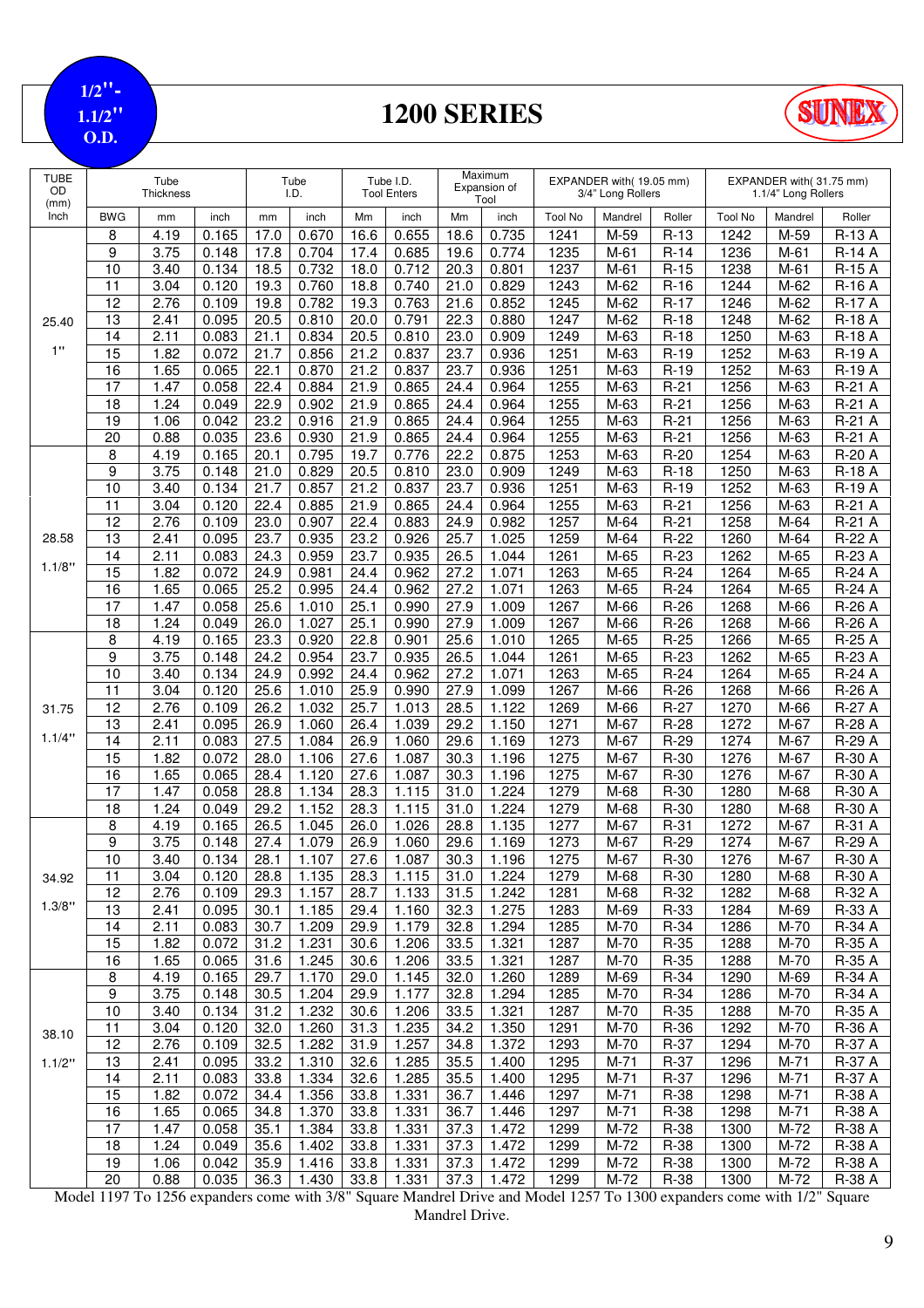1/2"- 1.1/2" O.D.

# 1200 SERIES

SUNEX

| TUBE OD (mm) | Tube Thickness | | | Tube I.D. | | Tube I.D. Tool Enters | | Maximum Expansion of Tool | | EXPANDER with( 19.05 mm) 3/4" Long Rollers | | | EXPANDER with( 31.75 mm) 1.1/4" Long Rollers | | |
|---|---|---|---|---|---|---|---|---|---|---|---|---|---|---|---|
| Inch | BWG | mm | inch | mm | inch | Mm | inch | Mm | inch | Tool No | Mandrel | Roller | Tool No | Mandrel | Roller |
| 25.40 1" | 8 | 4.19 | 0.165 | 17.0 | 0.670 | 16.6 | 0.655 | 18.6 | 0.735 | 1241 | M-59 | R-13 | 1242 | M-59 | R-13 A |
| | 9 | 3.75 | 0.148 | 17.8 | 0.704 | 17.4 | 0.685 | 19.6 | 0.774 | 1235 | M-61 | R-14 | 1236 | M-61 | R-14 A |
| | 10 | 3.40 | 0.134 | 18.5 | 0.732 | 18.0 | 0.712 | 20.3 | 0.801 | 1237 | M-61 | R-15 | 1238 | M-61 | R-15 A |
| | 11 | 3.04 | 0.120 | 19.3 | 0.760 | 18.8 | 0.740 | 21.0 | 0.829 | 1243 | M-62 | R-16 | 1244 | M-62 | R-16 A |
| | 12 | 2.76 | 0.109 | 19.8 | 0.782 | 19.3 | 0.763 | 21.6 | 0.852 | 1245 | M-62 | R-17 | 1246 | M-62 | R-17 A |
| | 13 | 2.41 | 0.095 | 20.5 | 0.810 | 20.0 | 0.791 | 22.3 | 0.880 | 1247 | M-62 | R-18 | 1248 | M-62 | R-18 A |
| | 14 | 2.11 | 0.083 | 21.1 | 0.834 | 20.5 | 0.810 | 23.0 | 0.909 | 1249 | M-63 | R-18 | 1250 | M-63 | R-18 A |
| | 15 | 1.82 | 0.072 | 21.7 | 0.856 | 21.2 | 0.837 | 23.7 | 0.936 | 1251 | M-63 | R-19 | 1252 | M-63 | R-19 A |
| | 16 | 1.65 | 0.065 | 22.1 | 0.870 | 21.2 | 0.837 | 23.7 | 0.936 | 1251 | M-63 | R-19 | 1252 | M-63 | R-19 A |
| | 17 | 1.47 | 0.058 | 22.4 | 0.884 | 21.9 | 0.865 | 24.4 | 0.964 | 1255 | M-63 | R-21 | 1256 | M-63 | R-21 A |
| | 18 | 1.24 | 0.049 | 22.9 | 0.902 | 21.9 | 0.865 | 24.4 | 0.964 | 1255 | M-63 | R-21 | 1256 | M-63 | R-21 A |
| | 19 | 1.06 | 0.042 | 23.2 | 0.916 | 21.9 | 0.865 | 24.4 | 0.964 | 1255 | M-63 | R-21 | 1256 | M-63 | R-21 A |
| | 20 | 0.88 | 0.035 | 23.6 | 0.930 | 21.9 | 0.865 | 24.4 | 0.964 | 1255 | M-63 | R-21 | 1256 | M-63 | R-21 A |
| 28.58 1.1/8" | 8 | 4.19 | 0.165 | 20.1 | 0.795 | 19.7 | 0.776 | 22.2 | 0.875 | 1253 | M-63 | R-20 | 1254 | M-63 | R-20 A |
| | 9 | 3.75 | 0.148 | 21.0 | 0.829 | 20.5 | 0.810 | 23.0 | 0.909 | 1249 | M-63 | R-18 | 1250 | M-63 | R-18 A |
| | 10 | 3.40 | 0.134 | 21.7 | 0.857 | 21.2 | 0.837 | 23.7 | 0.936 | 1251 | M-63 | R-19 | 1252 | M-63 | R-19 A |
| | 11 | 3.04 | 0.120 | 22.4 | 0.885 | 21.9 | 0.865 | 24.4 | 0.964 | 1255 | M-63 | R-21 | 1256 | M-63 | R-21 A |
| | 12 | 2.76 | 0.109 | 23.0 | 0.907 | 22.4 | 0.883 | 24.9 | 0.982 | 1257 | M-64 | R-21 | 1258 | M-64 | R-21 A |
| | 13 | 2.41 | 0.095 | 23.7 | 0.935 | 23.2 | 0.926 | 25.7 | 1.025 | 1259 | M-64 | R-22 | 1260 | M-64 | R-22 A |
| | 14 | 2.11 | 0.083 | 24.3 | 0.959 | 23.7 | 0.935 | 26.5 | 1.044 | 1261 | M-65 | R-23 | 1262 | M-65 | R-23 A |
| | 15 | 1.82 | 0.072 | 24.9 | 0.981 | 24.4 | 0.962 | 27.2 | 1.071 | 1263 | M-65 | R-24 | 1264 | M-65 | R-24 A |
| | 16 | 1.65 | 0.065 | 25.2 | 0.995 | 24.4 | 0.962 | 27.2 | 1.071 | 1263 | M-65 | R-24 | 1264 | M-65 | R-24 A |
| | 17 | 1.47 | 0.058 | 25.6 | 1.010 | 25.1 | 0.990 | 27.9 | 1.009 | 1267 | M-66 | R-26 | 1268 | M-66 | R-26 A |
| | 18 | 1.24 | 0.049 | 26.0 | 1.027 | 25.1 | 0.990 | 27.9 | 1.009 | 1267 | M-66 | R-26 | 1268 | M-66 | R-26 A |
| 31.75 1.1/4" | 8 | 4.19 | 0.165 | 23.3 | 0.920 | 22.8 | 0.901 | 25.6 | 1.010 | 1265 | M-65 | R-25 | 1266 | M-65 | R-25 A |
| | 9 | 3.75 | 0.148 | 24.2 | 0.954 | 23.7 | 0.935 | 26.5 | 1.044 | 1261 | M-65 | R-23 | 1262 | M-65 | R-23 A |
| | 10 | 3.40 | 0.134 | 24.9 | 0.992 | 24.4 | 0.962 | 27.2 | 1.071 | 1263 | M-65 | R-24 | 1264 | M-65 | R-24 A |
| | 11 | 3.04 | 0.120 | 25.6 | 1.010 | 25.9 | 0.990 | 27.9 | 1.099 | 1267 | M-66 | R-26 | 1268 | M-66 | R-26 A |
| | 12 | 2.76 | 0.109 | 26.2 | 1.032 | 25.7 | 1.013 | 28.5 | 1.122 | 1269 | M-66 | R-27 | 1270 | M-66 | R-27 A |
| | 13 | 2.41 | 0.095 | 26.9 | 1.060 | 26.4 | 1.039 | 29.2 | 1.150 | 1271 | M-67 | R-28 | 1272 | M-67 | R-28 A |
| | 14 | 2.11 | 0.083 | 27.5 | 1.084 | 26.9 | 1.060 | 29.6 | 1.169 | 1273 | M-67 | R-29 | 1274 | M-67 | R-29 A |
| | 15 | 1.82 | 0.072 | 28.0 | 1.106 | 27.6 | 1.087 | 30.3 | 1.196 | 1275 | M-67 | R-30 | 1276 | M-67 | R-30 A |
| | 16 | 1.65 | 0.065 | 28.4 | 1.120 | 27.6 | 1.087 | 30.3 | 1.196 | 1275 | M-67 | R-30 | 1276 | M-67 | R-30 A |
| | 17 | 1.47 | 0.058 | 28.8 | 1.134 | 28.3 | 1.115 | 31.0 | 1.224 | 1279 | M-68 | R-30 | 1280 | M-68 | R-30 A |
| | 18 | 1.24 | 0.049 | 29.2 | 1.152 | 28.3 | 1.115 | 31.0 | 1.224 | 1279 | M-68 | R-30 | 1280 | M-68 | R-30 A |
| 34.92 1.3/8" | 8 | 4.19 | 0.165 | 26.5 | 1.045 | 26.0 | 1.026 | 28.8 | 1.135 | 1277 | M-67 | R-31 | 1272 | M-67 | R-31 A |
| | 9 | 3.75 | 0.148 | 27.4 | 1.079 | 26.9 | 1.060 | 29.6 | 1.169 | 1273 | M-67 | R-29 | 1274 | M-67 | R-29 A |
| | 10 | 3.40 | 0.134 | 28.1 | 1.107 | 27.6 | 1.087 | 30.3 | 1.196 | 1275 | M-67 | R-30 | 1276 | M-67 | R-30 A |
| | 11 | 3.04 | 0.120 | 28.8 | 1.135 | 28.3 | 1.115 | 31.0 | 1.224 | 1279 | M-68 | R-30 | 1280 | M-68 | R-30 A |
| | 12 | 2.76 | 0.109 | 29.3 | 1.157 | 28.7 | 1.133 | 31.5 | 1.242 | 1281 | M-68 | R-32 | 1282 | M-68 | R-32 A |
| | 13 | 2.41 | 0.095 | 30.1 | 1.185 | 29.4 | 1.160 | 32.3 | 1.275 | 1283 | M-69 | R-33 | 1284 | M-69 | R-33 A |
| | 14 | 2.11 | 0.083 | 30.7 | 1.209 | 29.9 | 1.179 | 32.8 | 1.294 | 1285 | M-70 | R-34 | 1286 | M-70 | R-34 A |
| | 15 | 1.82 | 0.072 | 31.2 | 1.231 | 30.6 | 1.206 | 33.5 | 1.321 | 1287 | M-70 | R-35 | 1288 | M-70 | R-35 A |
| | 16 | 1.65 | 0.065 | 31.6 | 1.245 | 30.6 | 1.206 | 33.5 | 1.321 | 1287 | M-70 | R-35 | 1288 | M-70 | R-35 A |
| 38.10 1.1/2" | 8 | 4.19 | 0.165 | 29.7 | 1.170 | 29.0 | 1.145 | 32.0 | 1.260 | 1289 | M-69 | R-34 | 1290 | M-69 | R-34 A |
| | 9 | 3.75 | 0.148 | 30.5 | 1.204 | 29.9 | 1.177 | 32.8 | 1.294 | 1285 | M-70 | R-34 | 1286 | M-70 | R-34 A |
| | 10 | 3.40 | 0.134 | 31.2 | 1.232 | 30.6 | 1.206 | 33.5 | 1.321 | 1287 | M-70 | R-35 | 1288 | M-70 | R-35 A |
| | 11 | 3.04 | 0.120 | 32.0 | 1.260 | 31.3 | 1.235 | 34.2 | 1.350 | 1291 | M-70 | R-36 | 1292 | M-70 | R-36 A |
| | 12 | 2.76 | 0.109 | 32.5 | 1.282 | 31.9 | 1.257 | 34.8 | 1.372 | 1293 | M-70 | R-37 | 1294 | M-70 | R-37 A |
| | 13 | 2.41 | 0.095 | 33.2 | 1.310 | 32.6 | 1.285 | 35.5 | 1.400 | 1295 | M-71 | R-37 | 1296 | M-71 | R-37 A |
| | 14 | 2.11 | 0.083 | 33.8 | 1.334 | 32.6 | 1.285 | 35.5 | 1.400 | 1295 | M-71 | R-37 | 1296 | M-71 | R-37 A |
| | 15 | 1.82 | 0.072 | 34.4 | 1.356 | 33.8 | 1.331 | 36.7 | 1.446 | 1297 | M-71 | R-38 | 1298 | M-71 | R-38 A |
| | 16 | 1.65 | 0.065 | 34.8 | 1.370 | 33.8 | 1.331 | 36.7 | 1.446 | 1297 | M-71 | R-38 | 1298 | M-71 | R-38 A |
| | 17 | 1.47 | 0.058 | 35.1 | 1.384 | 33.8 | 1.331 | 37.3 | 1.472 | 1299 | M-72 | R-38 | 1300 | M-72 | R-38 A |
| | 18 | 1.24 | 0.049 | 35.6 | 1.402 | 33.8 | 1.331 | 37.3 | 1.472 | 1299 | M-72 | R-38 | 1300 | M-72 | R-38 A |
| | 19 | 1.06 | 0.042 | 35.9 | 1.416 | 33.8 | 1.331 | 37.3 | 1.472 | 1299 | M-72 | R-38 | 1300 | M-72 | R-38 A |
| | 20 | 0.88 | 0.035 | 36.3 | 1.430 | 33.8 | 1.331 | 37.3 | 1.472 | 1299 | M-72 | R-38 | 1300 | M-72 | R-38 A |

Model 1197 To 1256 expanders come with 3/8" Square Mandrel Drive and Model 1257 To 1300 expanders come with 1/2" Square Mandrel Drive.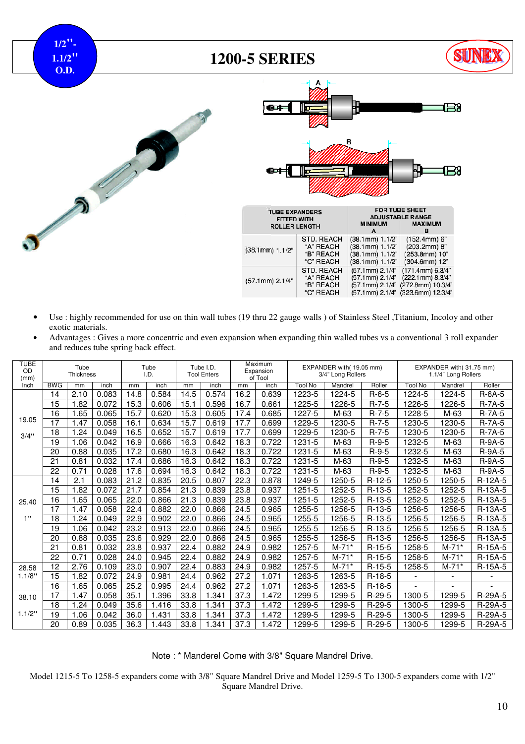1/2"- 1.1/2" O.D.

# 1200-5 SERIES

SUNEX

| TUBE EXPANDERS FITTED WITH ROLLER LENGTH | | FOR TUBE SHEET ADJUSTABLE RANGE MINIMUM A | MAXIMUM B |
|---|---|---|---|
| (38.1mm) 1.1/2" | STD. REACH | (38.1mm) 1.1/2" | (152.4mm) 6" |
| | "A" REACH | (38.1mm) 1.1/2" | (203.2mm) 8" |
| | "B" REACH | (38.1mm) 1.1/2" | (253.8mm) 10" |
| | "C" REACH | (38.1mm) 1.1/2" | (304.6mm) 12" |
| (57.1mm) 2.1/4" | STD. REACH | (57.1mm) 2.1/4" | (171.4mm) 6.3/4" |
| | "A" REACH | (57.1mm) 2.1/4" | (222.1mm) 8.3/4" |
| | "B" REACH | (57.1mm) 2.1/4" | (272.8mm) 10.3/4" |
| | "C" REACH | (57.1mm) 2.1/4" | (323.6mm) 12.3/4" |

- Use : highly recommended for use on thin wall tubes (19 thru 22 gauge walls ) of Stainless Steel ,Titanium, Incoloy and other exotic materials.
- Advantages : Gives a more concentric and even expansion when expanding thin walled tubes vs a conventional 3 roll expander and reduces tube spring back effect.

| TUBE OD (mm) Inch | Tube Thickness | | | Tube I.D. | | Tube I.D. Tool Enters | | Maximum Expansion of Tool | | EXPANDER with( 19.05 mm) 3/4" Long Rollers | | | EXPANDER with( 31.75 mm) 1.1/4" Long Rollers | | |
|---|---|---|---|---|---|---|---|---|---|---|---|---|---|---|---|
| | BWG | mm | inch | mm | inch | mm | inch | mm | inch | Tool No | Mandrel | Roller | Tool No | Mandrel | Roller |
| 19.05 3/4" | 14 | 2.10 | 0.083 | 14.8 | 0.584 | 14.5 | 0.574 | 16.2 | 0.639 | 1223-5 | 1224-5 | R-6-5 | 1224-5 | 1224-5 | R-6A-5 |
| | 15 | 1.82 | 0.072 | 15.3 | 0.606 | 15.1 | 0.596 | 16.7 | 0.661 | 1225-5 | 1226-5 | R-7-5 | 1226-5 | 1226-5 | R-7A-5 |
| | 16 | 1.65 | 0.065 | 15.7 | 0.620 | 15.3 | 0.605 | 17.4 | 0.685 | 1227-5 | M-63 | R-7-5 | 1228-5 | M-63 | R-7A-5 |
| | 17 | 1.47 | 0.058 | 16.1 | 0.634 | 15.7 | 0.619 | 17.7 | 0.699 | 1229-5 | 1230-5 | R-7-5 | 1230-5 | 1230-5 | R-7A-5 |
| | 18 | 1.24 | 0.049 | 16.5 | 0.652 | 15.7 | 0.619 | 17.7 | 0.699 | 1229-5 | 1230-5 | R-7-5 | 1230-5 | 1230-5 | R-7A-5 |
| | 19 | 1.06 | 0.042 | 16.9 | 0.666 | 16.3 | 0.642 | 18.3 | 0.722 | 1231-5 | M-63 | R-9-5 | 1232-5 | M-63 | R-9A-5 |
| | 20 | 0.88 | 0.035 | 17.2 | 0.680 | 16.3 | 0.642 | 18.3 | 0.722 | 1231-5 | M-63 | R-9-5 | 1232-5 | M-63 | R-9A-5 |
| | 21 | 0.81 | 0.032 | 17.4 | 0.686 | 16.3 | 0.642 | 18.3 | 0.722 | 1231-5 | M-63 | R-9-5 | 1232-5 | M-63 | R-9A-5 |
| | 22 | 0.71 | 0.028 | 17.6 | 0.694 | 16.3 | 0.642 | 18.3 | 0.722 | 1231-5 | M-63 | R-9-5 | 1232-5 | M-63 | R-9A-5 |
| 25.40 1" | 14 | 2.1 | 0.083 | 21.2 | 0.835 | 20.5 | 0.807 | 22.3 | 0.878 | 1249-5 | 1250-5 | R-12-5 | 1250-5 | 1250-5 | R-12A-5 |
| | 15 | 1.82 | 0.072 | 21.7 | 0.854 | 21.3 | 0.839 | 23.8 | 0.937 | 1251-5 | 1252-5 | R-13-5 | 1252-5 | 1252-5 | R-13A-5 |
| | 16 | 1.65 | 0.065 | 22.0 | 0.866 | 21.3 | 0.839 | 23.8 | 0.937 | 1251-5 | 1252-5 | R-13-5 | 1252-5 | 1252-5 | R-13A-5 |
| | 17 | 1.47 | 0.058 | 22.4 | 0.882 | 22.0 | 0.866 | 24.5 | 0.965 | 1255-5 | 1256-5 | R-13-5 | 1256-5 | 1256-5 | R-13A-5 |
| | 18 | 1.24 | 0.049 | 22.9 | 0.902 | 22.0 | 0.866 | 24.5 | 0.965 | 1255-5 | 1256-5 | R-13-5 | 1256-5 | 1256-5 | R-13A-5 |
| | 19 | 1.06 | 0.042 | 23.2 | 0.913 | 22.0 | 0.866 | 24.5 | 0.965 | 1255-5 | 1256-5 | R-13-5 | 1256-5 | 1256-5 | R-13A-5 |
| | 20 | 0.88 | 0.035 | 23.6 | 0.929 | 22.0 | 0.866 | 24.5 | 0.965 | 1255-5 | 1256-5 | R-13-5 | 1256-5 | 1256-5 | R-13A-5 |
| | 21 | 0.81 | 0.032 | 23.8 | 0.937 | 22.4 | 0.882 | 24.9 | 0.982 | 1257-5 | M-71* | R-15-5 | 1258-5 | M-71* | R-15A-5 |
| | 22 | 0.71 | 0.028 | 24.0 | 0.945 | 22.4 | 0.882 | 24.9 | 0.982 | 1257-5 | M-71* | R-15-5 | 1258-5 | M-71* | R-15A-5 |
| 28.58 1.1/8" | 12 | 2.76 | 0.109 | 23.0 | 0.907 | 22.4 | 0.883 | 24.9 | 0.982 | 1257-5 | M-71* | R-15-5 | 1258-5 | M-71* | R-15A-5 |
| | 15 | 1.82 | 0.072 | 24.9 | 0.981 | 24.4 | 0.962 | 27.2 | 1.071 | 1263-5 | 1263-5 | R-18-5 | - | - | - |
| | 16 | 1.65 | 0.065 | 25.2 | 0.995 | 24.4 | 0.962 | 27.2 | 1.071 | 1263-5 | 1263-5 | R-18-5 | - | - | - |
| 38.10 1.1/2" | 17 | 1.47 | 0.058 | 35.1 | 1.396 | 33.8 | 1.341 | 37.3 | 1.472 | 1299-5 | 1299-5 | R-29-5 | 1300-5 | 1299-5 | R-29A-5 |
| | 18 | 1.24 | 0.049 | 35.6 | 1.416 | 33.8 | 1.341 | 37.3 | 1.472 | 1299-5 | 1299-5 | R-29-5 | 1300-5 | 1299-5 | R-29A-5 |
| | 19 | 1.06 | 0.042 | 36.0 | 1.431 | 33.8 | 1.341 | 37.3 | 1.472 | 1299-5 | 1299-5 | R-29-5 | 1300-5 | 1299-5 | R-29A-5 |
| | 20 | 0.89 | 0.035 | 36.3 | 1.443 | 33.8 | 1.341 | 37.3 | 1.472 | 1299-5 | 1299-5 | R-29-5 | 1300-5 | 1299-5 | R-29A-5 |

Note : * Manderel Come with 3/8" Square Mandrel Drive.

Model 1215-5 To 1258-5 expanders come with 3/8" Square Mandrel Drive and Model 1259-5 To 1300-5 expanders come with 1/2" Square Mandrel Drive.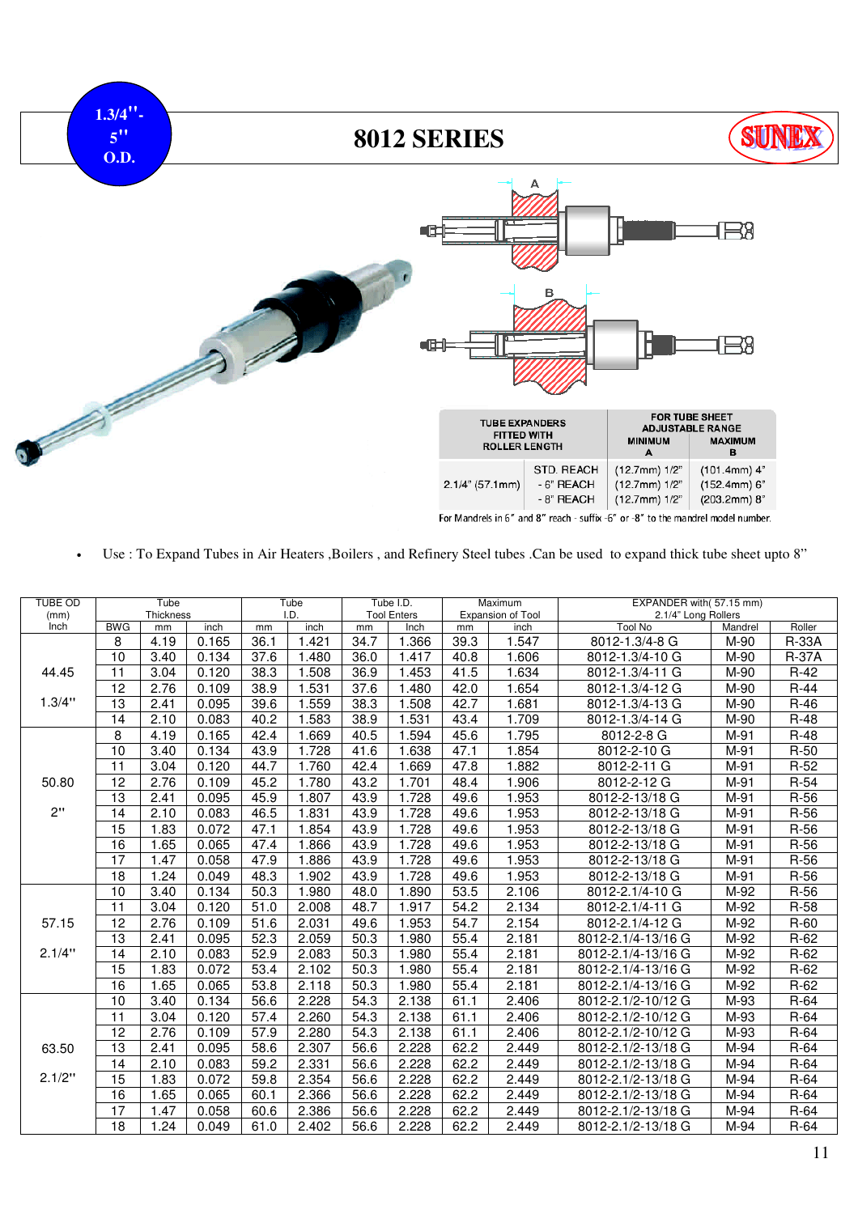1.3/4"- 5" O.D.

# 8012 SERIES

SUNEX

| TUBE EXPANDERS FITTED WITH ROLLER LENGTH | | FOR TUBE SHEET ADJUSTABLE RANGE MINIMUM A | MAXIMUM B |
|---|---|---|---|
| 2.1/4" (57.1mm) | STD. REACH | (12.7mm) 1/2" | (101.4mm) 4" |
| | - 6" REACH | (12.7mm) 1/2" | (152.4mm) 6" |
| | - 8" REACH | (12.7mm) 1/2" | (203.2mm) 8" |

For Mandrels in 6" and 8" reach - suffix -6" or -8" to the mandrel model number.

- Use : To Expand Tubes in Air Heaters ,Boilers , and Refinery Steel tubes .Can be used to expand thick tube sheet upto 8"

| TUBE OD (mm) Inch | Tube Thickness | | | Tube I.D. | | Tube I.D. Tool Enters | | Maximum Expansion of Tool | | EXPANDER with( 57.15 mm) 2.1/4" Long Rollers | | |
|---|---|---|---|---|---|---|---|---|---|---|---|---|
| | BWG | mm | inch | mm | inch | mm | Inch | mm | inch | Tool No | Mandrel | Roller |
| 44.45 1.3/4" | 8 | 4.19 | 0.165 | 36.1 | 1.421 | 34.7 | 1.366 | 39.3 | 1.547 | 8012-1.3/4-8 G | M-90 | R-33A |
| | 10 | 3.40 | 0.134 | 37.6 | 1.480 | 36.0 | 1.417 | 40.8 | 1.606 | 8012-1.3/4-10 G | M-90 | R-37A |
| | 11 | 3.04 | 0.120 | 38.3 | 1.508 | 36.9 | 1.453 | 41.5 | 1.634 | 8012-1.3/4-11 G | M-90 | R-42 |
| | 12 | 2.76 | 0.109 | 38.9 | 1.531 | 37.6 | 1.480 | 42.0 | 1.654 | 8012-1.3/4-12 G | M-90 | R-44 |
| | 13 | 2.41 | 0.095 | 39.6 | 1.559 | 38.3 | 1.508 | 42.7 | 1.681 | 8012-1.3/4-13 G | M-90 | R-46 |
| | 14 | 2.10 | 0.083 | 40.2 | 1.583 | 38.9 | 1.531 | 43.4 | 1.709 | 8012-1.3/4-14 G | M-90 | R-48 |
| 50.80 2" | 8 | 4.19 | 0.165 | 42.4 | 1.669 | 40.5 | 1.594 | 45.6 | 1.795 | 8012-2-8 G | M-91 | R-48 |
| | 10 | 3.40 | 0.134 | 43.9 | 1.728 | 41.6 | 1.638 | 47.1 | 1.854 | 8012-2-10 G | M-91 | R-50 |
| | 11 | 3.04 | 0.120 | 44.7 | 1.760 | 42.4 | 1.669 | 47.8 | 1.882 | 8012-2-11 G | M-91 | R-52 |
| | 12 | 2.76 | 0.109 | 45.2 | 1.780 | 43.2 | 1.701 | 48.4 | 1.906 | 8012-2-12 G | M-91 | R-54 |
| | 13 | 2.41 | 0.095 | 45.9 | 1.807 | 43.9 | 1.728 | 49.6 | 1.953 | 8012-2-13/18 G | M-91 | R-56 |
| | 14 | 2.10 | 0.083 | 46.5 | 1.831 | 43.9 | 1.728 | 49.6 | 1.953 | 8012-2-13/18 G | M-91 | R-56 |
| | 15 | 1.83 | 0.072 | 47.1 | 1.854 | 43.9 | 1.728 | 49.6 | 1.953 | 8012-2-13/18 G | M-91 | R-56 |
| | 16 | 1.65 | 0.065 | 47.4 | 1.866 | 43.9 | 1.728 | 49.6 | 1.953 | 8012-2-13/18 G | M-91 | R-56 |
| | 17 | 1.47 | 0.058 | 47.9 | 1.886 | 43.9 | 1.728 | 49.6 | 1.953 | 8012-2-13/18 G | M-91 | R-56 |
| | 18 | 1.24 | 0.049 | 48.3 | 1.902 | 43.9 | 1.728 | 49.6 | 1.953 | 8012-2-13/18 G | M-91 | R-56 |
| 57.15 2.1/4" | 10 | 3.40 | 0.134 | 50.3 | 1.980 | 48.0 | 1.890 | 53.5 | 2.106 | 8012-2.1/4-10 G | M-92 | R-56 |
| | 11 | 3.04 | 0.120 | 51.0 | 2.008 | 48.7 | 1.917 | 54.2 | 2.134 | 8012-2.1/4-11 G | M-92 | R-58 |
| | 12 | 2.76 | 0.109 | 51.6 | 2.031 | 49.6 | 1.953 | 54.7 | 2.154 | 8012-2.1/4-12 G | M-92 | R-60 |
| | 13 | 2.41 | 0.095 | 52.3 | 2.059 | 50.3 | 1.980 | 55.4 | 2.181 | 8012-2.1/4-13/16 G | M-92 | R-62 |
| | 14 | 2.10 | 0.083 | 52.9 | 2.083 | 50.3 | 1.980 | 55.4 | 2.181 | 8012-2.1/4-13/16 G | M-92 | R-62 |
| | 15 | 1.83 | 0.072 | 53.4 | 2.102 | 50.3 | 1.980 | 55.4 | 2.181 | 8012-2.1/4-13/16 G | M-92 | R-62 |
| | 16 | 1.65 | 0.065 | 53.8 | 2.118 | 50.3 | 1.980 | 55.4 | 2.181 | 8012-2.1/4-13/16 G | M-92 | R-62 |
| 63.50 2.1/2" | 10 | 3.40 | 0.134 | 56.6 | 2.228 | 54.3 | 2.138 | 61.1 | 2.406 | 8012-2.1/2-10/12 G | M-93 | R-64 |
| | 11 | 3.04 | 0.120 | 57.4 | 2.260 | 54.3 | 2.138 | 61.1 | 2.406 | 8012-2.1/2-10/12 G | M-93 | R-64 |
| | 12 | 2.76 | 0.109 | 57.9 | 2.280 | 54.3 | 2.138 | 61.1 | 2.406 | 8012-2.1/2-10/12 G | M-93 | R-64 |
| | 13 | 2.41 | 0.095 | 58.6 | 2.307 | 56.6 | 2.228 | 62.2 | 2.449 | 8012-2.1/2-13/18 G | M-94 | R-64 |
| | 14 | 2.10 | 0.083 | 59.2 | 2.331 | 56.6 | 2.228 | 62.2 | 2.449 | 8012-2.1/2-13/18 G | M-94 | R-64 |
| | 15 | 1.83 | 0.072 | 59.8 | 2.354 | 56.6 | 2.228 | 62.2 | 2.449 | 8012-2.1/2-13/18 G | M-94 | R-64 |
| | 16 | 1.65 | 0.065 | 60.1 | 2.366 | 56.6 | 2.228 | 62.2 | 2.449 | 8012-2.1/2-13/18 G | M-94 | R-64 |
| | 17 | 1.47 | 0.058 | 60.6 | 2.386 | 56.6 | 2.228 | 62.2 | 2.449 | 8012-2.1/2-13/18 G | M-94 | R-64 |
| | 18 | 1.24 | 0.049 | 61.0 | 2.402 | 56.6 | 2.228 | 62.2 | 2.449 | 8012-2.1/2-13/18 G | M-94 | R-64 |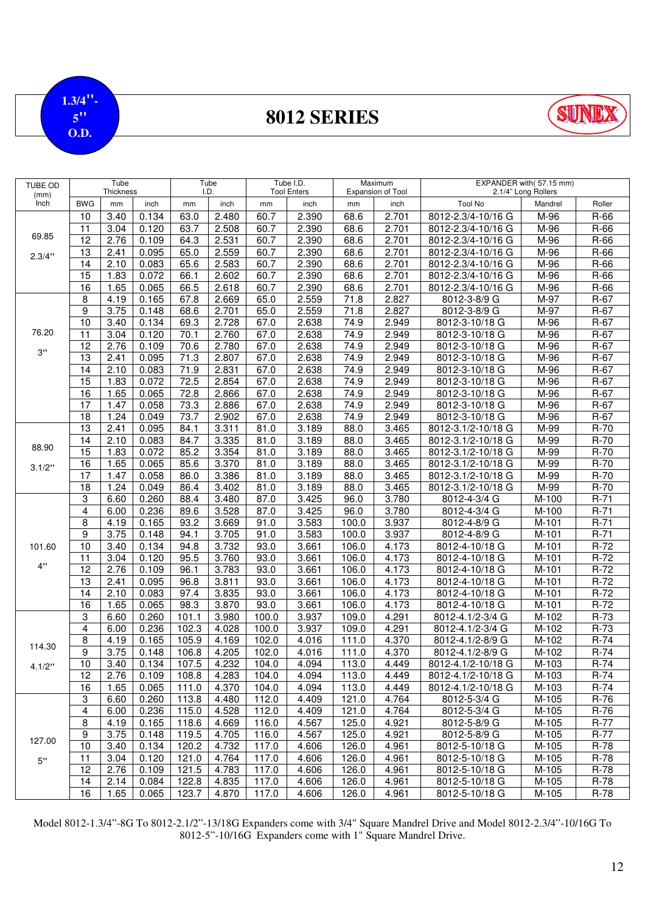1.3/4"-5" O.D.

# 8012 SERIES

SUNEX

| TUBE OD (mm) Inch | Tube Thickness | | | Tube I.D. | | Tube I.D. Tool Enters | | Maximum Expansion of Tool | | EXPANDER with( 57.15 mm) 2.1/4" Long Rollers | | |
|---|---|---|---|---|---|---|---|---|---|---|---|---|
| | BWG | mm | inch | mm | inch | mm | inch | mm | inch | Tool No | Mandrel | Roller |
| 69.85 2.3/4" | 10 | 3.40 | 0.134 | 63.0 | 2.480 | 60.7 | 2.390 | 68.6 | 2.701 | 8012-2.3/4-10/16 G | M-96 | R-66 |
| | 11 | 3.04 | 0.120 | 63.7 | 2.508 | 60.7 | 2.390 | 68.6 | 2.701 | 8012-2.3/4-10/16 G | M-96 | R-66 |
| | 12 | 2.76 | 0.109 | 64.3 | 2.531 | 60.7 | 2.390 | 68.6 | 2.701 | 8012-2.3/4-10/16 G | M-96 | R-66 |
| | 13 | 2.41 | 0.095 | 65.0 | 2.559 | 60.7 | 2.390 | 68.6 | 2.701 | 8012-2.3/4-10/16 G | M-96 | R-66 |
| | 14 | 2.10 | 0.083 | 65.6 | 2.583 | 60.7 | 2.390 | 68.6 | 2.701 | 8012-2.3/4-10/16 G | M-96 | R-66 |
| | 15 | 1.83 | 0.072 | 66.1 | 2.602 | 60.7 | 2.390 | 68.6 | 2.701 | 8012-2.3/4-10/16 G | M-96 | R-66 |
| | 16 | 1.65 | 0.065 | 66.5 | 2.618 | 60.7 | 2.390 | 68.6 | 2.701 | 8012-2.3/4-10/16 G | M-96 | R-66 |
| 76.20 3" | 8 | 4.19 | 0.165 | 67.8 | 2.669 | 65.0 | 2.559 | 71.8 | 2.827 | 8012-3-8/9 G | M-97 | R-67 |
| | 9 | 3.75 | 0.148 | 68.6 | 2.701 | 65.0 | 2.559 | 71.8 | 2.827 | 8012-3-8/9 G | M-97 | R-67 |
| | 10 | 3.40 | 0.134 | 69.3 | 2.728 | 67.0 | 2.638 | 74.9 | 2.949 | 8012-3-10/18 G | M-96 | R-67 |
| | 11 | 3.04 | 0.120 | 70.1 | 2.760 | 67.0 | 2.638 | 74.9 | 2.949 | 8012-3-10/18 G | M-96 | R-67 |
| | 12 | 2.76 | 0.109 | 70.6 | 2.780 | 67.0 | 2.638 | 74.9 | 2.949 | 8012-3-10/18 G | M-96 | R-67 |
| | 13 | 2.41 | 0.095 | 71.3 | 2.807 | 67.0 | 2.638 | 74.9 | 2.949 | 8012-3-10/18 G | M-96 | R-67 |
| | 14 | 2.10 | 0.083 | 71.9 | 2.831 | 67.0 | 2.638 | 74.9 | 2.949 | 8012-3-10/18 G | M-96 | R-67 |
| | 15 | 1.83 | 0.072 | 72.5 | 2.854 | 67.0 | 2.638 | 74.9 | 2.949 | 8012-3-10/18 G | M-96 | R-67 |
| | 16 | 1.65 | 0.065 | 72.8 | 2.866 | 67.0 | 2.638 | 74.9 | 2.949 | 8012-3-10/18 G | M-96 | R-67 |
| | 17 | 1.47 | 0.058 | 73.3 | 2.886 | 67.0 | 2.638 | 74.9 | 2.949 | 8012-3-10/18 G | M-96 | R-67 |
| | 18 | 1.24 | 0.049 | 73.7 | 2.902 | 67.0 | 2.638 | 74.9 | 2.949 | 8012-3-10/18 G | M-96 | R-67 |
| 88.90 3.1/2" | 13 | 2.41 | 0.095 | 84.1 | 3.311 | 81.0 | 3.189 | 88.0 | 3.465 | 8012-3.1/2-10/18 G | M-99 | R-70 |
| | 14 | 2.10 | 0.083 | 84.7 | 3.335 | 81.0 | 3.189 | 88.0 | 3.465 | 8012-3.1/2-10/18 G | M-99 | R-70 |
| | 15 | 1.83 | 0.072 | 85.2 | 3.354 | 81.0 | 3.189 | 88.0 | 3.465 | 8012-3.1/2-10/18 G | M-99 | R-70 |
| | 16 | 1.65 | 0.065 | 85.6 | 3.370 | 81.0 | 3.189 | 88.0 | 3.465 | 8012-3.1/2-10/18 G | M-99 | R-70 |
| | 17 | 1.47 | 0.058 | 86.0 | 3.386 | 81.0 | 3.189 | 88.0 | 3.465 | 8012-3.1/2-10/18 G | M-99 | R-70 |
| | 18 | 1.24 | 0.049 | 86.4 | 3.402 | 81.0 | 3.189 | 88.0 | 3.465 | 8012-3.1/2-10/18 G | M-99 | R-70 |
| 101.60 4" | 3 | 6.60 | 0.260 | 88.4 | 3.480 | 87.0 | 3.425 | 96.0 | 3.780 | 8012-4-3/4 G | M-100 | R-71 |
| | 4 | 6.00 | 0.236 | 89.6 | 3.528 | 87.0 | 3.425 | 96.0 | 3.780 | 8012-4-3/4 G | M-100 | R-71 |
| | 8 | 4.19 | 0.165 | 93.2 | 3.669 | 91.0 | 3.583 | 100.0 | 3.937 | 8012-4-8/9 G | M-101 | R-71 |
| | 9 | 3.75 | 0.148 | 94.1 | 3.705 | 91.0 | 3.583 | 100.0 | 3.937 | 8012-4-8/9 G | M-101 | R-71 |
| | 10 | 3.40 | 0.134 | 94.8 | 3.732 | 93.0 | 3.661 | 106.0 | 4.173 | 8012-4-10/18 G | M-101 | R-72 |
| | 11 | 3.04 | 0.120 | 95.5 | 3.760 | 93.0 | 3.661 | 106.0 | 4.173 | 8012-4-10/18 G | M-101 | R-72 |
| | 12 | 2.76 | 0.109 | 96.1 | 3.783 | 93.0 | 3.661 | 106.0 | 4.173 | 8012-4-10/18 G | M-101 | R-72 |
| | 13 | 2.41 | 0.095 | 96.8 | 3.811 | 93.0 | 3.661 | 106.0 | 4.173 | 8012-4-10/18 G | M-101 | R-72 |
| | 14 | 2.10 | 0.083 | 97.4 | 3.835 | 93.0 | 3.661 | 106.0 | 4.173 | 8012-4-10/18 G | M-101 | R-72 |
| | 16 | 1.65 | 0.065 | 98.3 | 3.870 | 93.0 | 3.661 | 106.0 | 4.173 | 8012-4-10/18 G | M-101 | R-72 |
| 114.30 4.1/2" | 3 | 6.60 | 0.260 | 101.1 | 3.980 | 100.0 | 3.937 | 109.0 | 4.291 | 8012-4.1/2-3/4 G | M-102 | R-73 |
| | 4 | 6.00 | 0.236 | 102.3 | 4.028 | 100.0 | 3.937 | 109.0 | 4.291 | 8012-4.1/2-3/4 G | M-102 | R-73 |
| | 8 | 4.19 | 0.165 | 105.9 | 4.169 | 102.0 | 4.016 | 111.0 | 4.370 | 8012-4.1/2-8/9 G | M-102 | R-74 |
| | 9 | 3.75 | 0.148 | 106.8 | 4.205 | 102.0 | 4.016 | 111.0 | 4.370 | 8012-4.1/2-8/9 G | M-102 | R-74 |
| | 10 | 3.40 | 0.134 | 107.5 | 4.232 | 104.0 | 4.094 | 113.0 | 4.449 | 8012-4.1/2-10/18 G | M-103 | R-74 |
| | 12 | 2.76 | 0.109 | 108.8 | 4.283 | 104.0 | 4.094 | 113.0 | 4.449 | 8012-4.1/2-10/18 G | M-103 | R-74 |
| | 16 | 1.65 | 0.065 | 111.0 | 4.370 | 104.0 | 4.094 | 113.0 | 4.449 | 8012-4.1/2-10/18 G | M-103 | R-74 |
| 127.00 5" | 3 | 6.60 | 0.260 | 113.8 | 4.480 | 112.0 | 4.409 | 121.0 | 4.764 | 8012-5-3/4 G | M-105 | R-76 |
| | 4 | 6.00 | 0.236 | 115.0 | 4.528 | 112.0 | 4.409 | 121.0 | 4.764 | 8012-5-3/4 G | M-105 | R-76 |
| | 8 | 4.19 | 0.165 | 118.6 | 4.669 | 116.0 | 4.567 | 125.0 | 4.921 | 8012-5-8/9 G | M-105 | R-77 |
| | 9 | 3.75 | 0.148 | 119.5 | 4.705 | 116.0 | 4.567 | 125.0 | 4.921 | 8012-5-8/9 G | M-105 | R-77 |
| | 10 | 3.40 | 0.134 | 120.2 | 4.732 | 117.0 | 4.606 | 126.0 | 4.961 | 8012-5-10/18 G | M-105 | R-78 |
| | 11 | 3.04 | 0.120 | 121.0 | 4.764 | 117.0 | 4.606 | 126.0 | 4.961 | 8012-5-10/18 G | M-105 | R-78 |
| | 12 | 2.76 | 0.109 | 121.5 | 4.783 | 117.0 | 4.606 | 126.0 | 4.961 | 8012-5-10/18 G | M-105 | R-78 |
| | 14 | 2.14 | 0.084 | 122.8 | 4.835 | 117.0 | 4.606 | 126.0 | 4.961 | 8012-5-10/18 G | M-105 | R-78 |
| | 16 | 1.65 | 0.065 | 123.7 | 4.870 | 117.0 | 4.606 | 126.0 | 4.961 | 8012-5-10/18 G | M-105 | R-78 |

Model 8012-1.3/4"-8G To 8012-2.1/2"-13/18G Expanders come with 3/4" Square Mandrel Drive and Model 8012-2.3/4"-10/16G To 8012-5"-10/16G Expanders come with 1" Square Mandrel Drive.